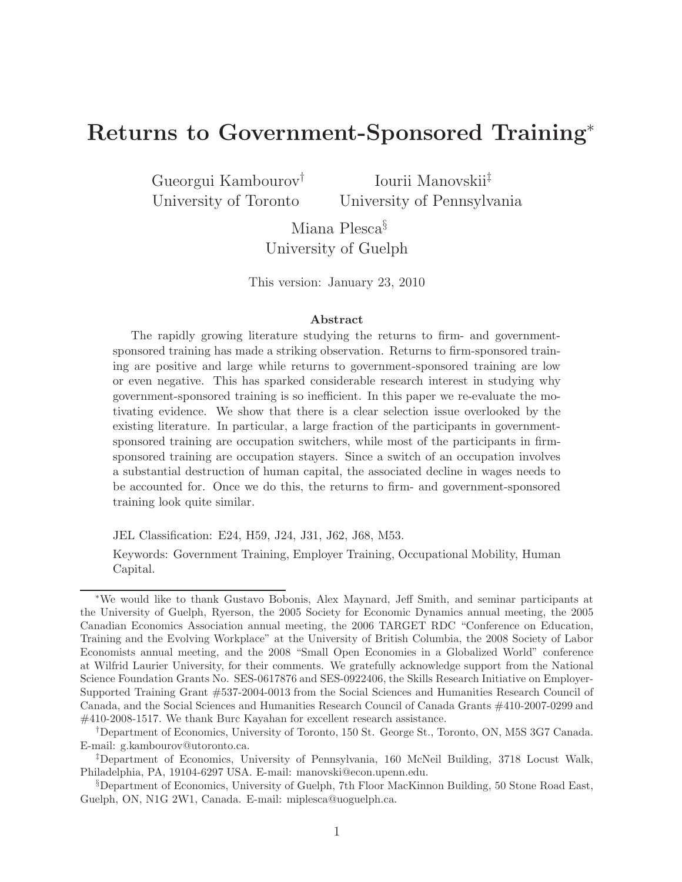# Returns to Government-Sponsored Training[*]

Gueorgui Kambourov[†]
University of Toronto

Iourii Manovskii[‡]
University of Pennsylvania

Miana Plesca[§]
University of Guelph

This version: January 23, 2010

### Abstract

The rapidly growing literature studying the returns to firm- and government-sponsored training has made a striking observation. Returns to firm-sponsored training are positive and large while returns to government-sponsored training are low or even negative. This has sparked considerable research interest in studying why government-sponsored training is so inefficient. In this paper we re-evaluate the motivating evidence. We show that there is a clear selection issue overlooked by the existing literature. In particular, a large fraction of the participants in government-sponsored training are occupation switchers, while most of the participants in firm-sponsored training are occupation stayers. Since a switch of an occupation involves a substantial destruction of human capital, the associated decline in wages needs to be accounted for. Once we do this, the returns to firm- and government-sponsored training look quite similar.

JEL Classification: E24, H59, J24, J31, J62, J68, M53.

Keywords: Government Training, Employer Training, Occupational Mobility, Human Capital.

---

[*] We would like to thank Gustavo Bobonis, Alex Maynard, Jeff Smith, and seminar participants at the University of Guelph, Ryerson, the 2005 Society for Economic Dynamics annual meeting, the 2005 Canadian Economics Association annual meeting, the 2006 TARGET RDC "Conference on Education, Training and the Evolving Workplace" at the University of British Columbia, the 2008 Society of Labor Economists annual meeting, and the 2008 "Small Open Economies in a Globalized World" conference at Wilfrid Laurier University, for their comments. We gratefully acknowledge support from the National Science Foundation Grants No. SES-0617876 and SES-0922406, the Skills Research Initiative on Employer-Supported Training Grant #537-2004-0013 from the Social Sciences and Humanities Research Council of Canada, and the Social Sciences and Humanities Research Council of Canada Grants #410-2007-0299 and #410-2008-1517. We thank Burc Kayahan for excellent research assistance.

[†] Department of Economics, University of Toronto, 150 St. George St., Toronto, ON, M5S 3G7 Canada. E-mail: g.kambourov@utoronto.ca.

[‡] Department of Economics, University of Pennsylvania, 160 McNeil Building, 3718 Locust Walk, Philadelphia, PA, 19104-6297 USA. E-mail: manovski@econ.upenn.edu.

[§] Department of Economics, University of Guelph, 7th Floor MacKinnon Building, 50 Stone Road East, Guelph, ON, N1G 2W1, Canada. E-mail: miplesca@uoguelph.ca.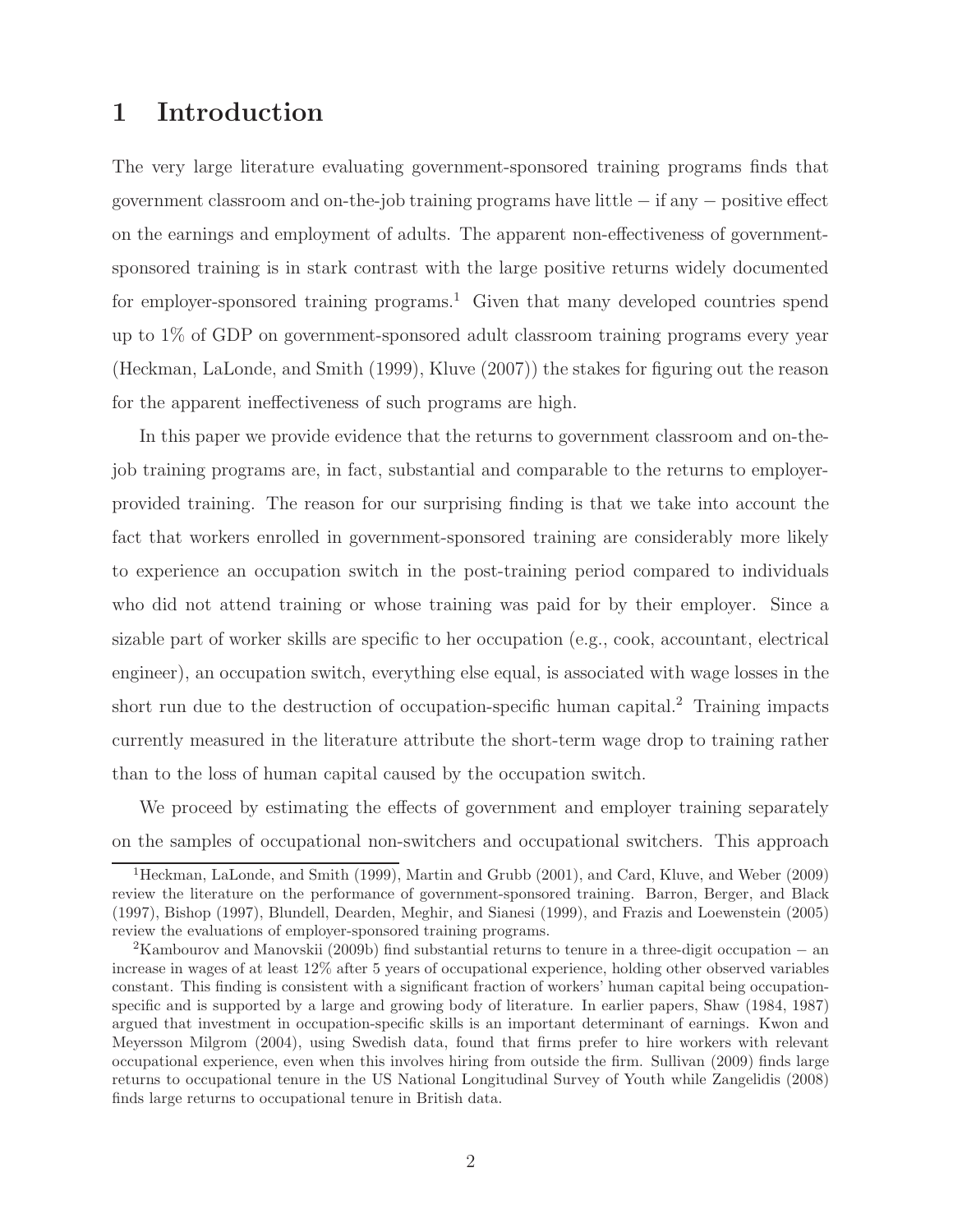# 1 Introduction

The very large literature evaluating government-sponsored training programs finds that government classroom and on-the-job training programs have little − if any − positive effect on the earnings and employment of adults. The apparent non-effectiveness of government-sponsored training is in stark contrast with the large positive returns widely documented for employer-sponsored training programs.[1] Given that many developed countries spend up to 1% of GDP on government-sponsored adult classroom training programs every year (Heckman, LaLonde, and Smith (1999), Kluve (2007)) the stakes for figuring out the reason for the apparent ineffectiveness of such programs are high.

In this paper we provide evidence that the returns to government classroom and on-the-job training programs are, in fact, substantial and comparable to the returns to employer-provided training. The reason for our surprising finding is that we take into account the fact that workers enrolled in government-sponsored training are considerably more likely to experience an occupation switch in the post-training period compared to individuals who did not attend training or whose training was paid for by their employer. Since a sizable part of worker skills are specific to her occupation (e.g., cook, accountant, electrical engineer), an occupation switch, everything else equal, is associated with wage losses in the short run due to the destruction of occupation-specific human capital.[2] Training impacts currently measured in the literature attribute the short-term wage drop to training rather than to the loss of human capital caused by the occupation switch.

We proceed by estimating the effects of government and employer training separately on the samples of occupational non-switchers and occupational switchers. This approach

[1] Heckman, LaLonde, and Smith (1999), Martin and Grubb (2001), and Card, Kluve, and Weber (2009) review the literature on the performance of government-sponsored training. Barron, Berger, and Black (1997), Bishop (1997), Blundell, Dearden, Meghir, and Sianesi (1999), and Frazis and Loewenstein (2005) review the evaluations of employer-sponsored training programs.

[2] Kambourov and Manovskii (2009b) find substantial returns to tenure in a three-digit occupation − an increase in wages of at least 12% after 5 years of occupational experience, holding other observed variables constant. This finding is consistent with a significant fraction of workers' human capital being occupation-specific and is supported by a large and growing body of literature. In earlier papers, Shaw (1984, 1987) argued that investment in occupation-specific skills is an important determinant of earnings. Kwon and Meyersson Milgrom (2004), using Swedish data, found that firms prefer to hire workers with relevant occupational experience, even when this involves hiring from outside the firm. Sullivan (2009) finds large returns to occupational tenure in the US National Longitudinal Survey of Youth while Zangelidis (2008) finds large returns to occupational tenure in British data.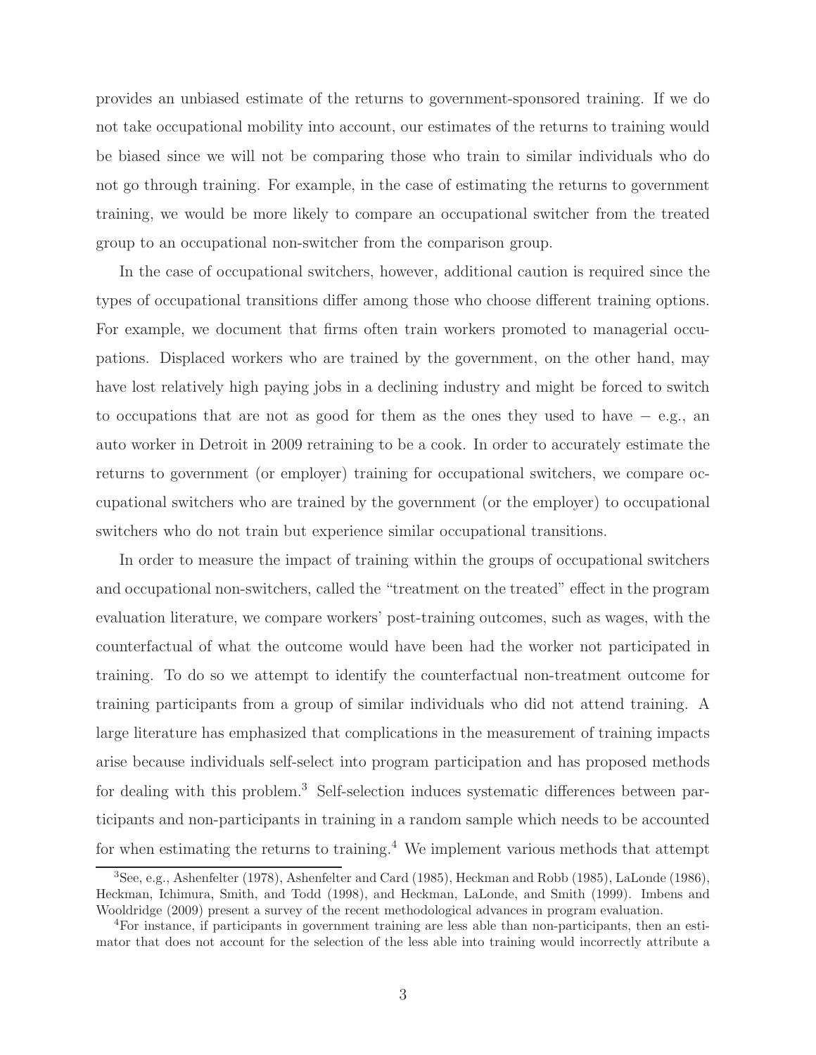provides an unbiased estimate of the returns to government-sponsored training. If we do not take occupational mobility into account, our estimates of the returns to training would be biased since we will not be comparing those who train to similar individuals who do not go through training. For example, in the case of estimating the returns to government training, we would be more likely to compare an occupational switcher from the treated group to an occupational non-switcher from the comparison group.

In the case of occupational switchers, however, additional caution is required since the types of occupational transitions differ among those who choose different training options. For example, we document that firms often train workers promoted to managerial occupations. Displaced workers who are trained by the government, on the other hand, may have lost relatively high paying jobs in a declining industry and might be forced to switch to occupations that are not as good for them as the ones they used to have − e.g., an auto worker in Detroit in 2009 retraining to be a cook. In order to accurately estimate the returns to government (or employer) training for occupational switchers, we compare occupational switchers who are trained by the government (or the employer) to occupational switchers who do not train but experience similar occupational transitions.

In order to measure the impact of training within the groups of occupational switchers and occupational non-switchers, called the "treatment on the treated" effect in the program evaluation literature, we compare workers' post-training outcomes, such as wages, with the counterfactual of what the outcome would have been had the worker not participated in training. To do so we attempt to identify the counterfactual non-treatment outcome for training participants from a group of similar individuals who did not attend training. A large literature has emphasized that complications in the measurement of training impacts arise because individuals self-select into program participation and has proposed methods for dealing with this problem.[3] Self-selection induces systematic differences between participants and non-participants in training in a random sample which needs to be accounted for when estimating the returns to training.[4] We implement various methods that attempt

[3] See, e.g., Ashenfelter (1978), Ashenfelter and Card (1985), Heckman and Robb (1985), LaLonde (1986), Heckman, Ichimura, Smith, and Todd (1998), and Heckman, LaLonde, and Smith (1999). Imbens and Wooldridge (2009) present a survey of the recent methodological advances in program evaluation.

[4] For instance, if participants in government training are less able than non-participants, then an estimator that does not account for the selection of the less able into training would incorrectly attribute a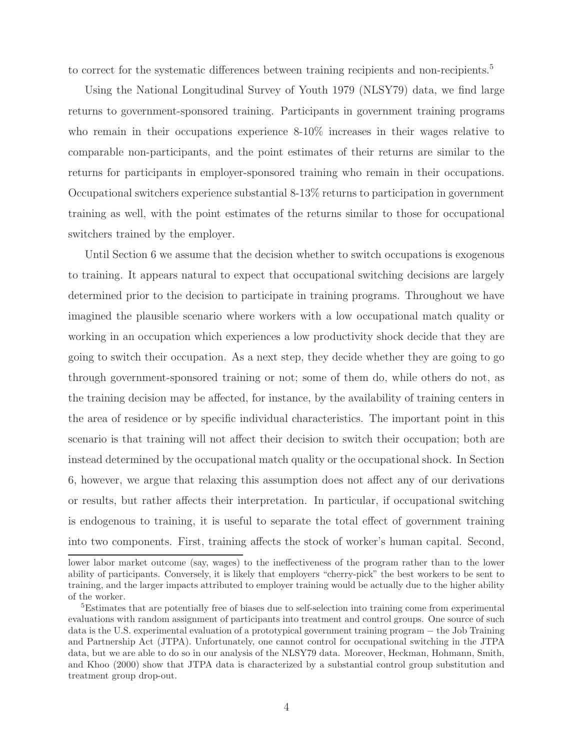to correct for the systematic differences between training recipients and non-recipients.[5]

Using the National Longitudinal Survey of Youth 1979 (NLSY79) data, we find large returns to government-sponsored training. Participants in government training programs who remain in their occupations experience 8-10% increases in their wages relative to comparable non-participants, and the point estimates of their returns are similar to the returns for participants in employer-sponsored training who remain in their occupations. Occupational switchers experience substantial 8-13% returns to participation in government training as well, with the point estimates of the returns similar to those for occupational switchers trained by the employer.

Until Section 6 we assume that the decision whether to switch occupations is exogenous to training. It appears natural to expect that occupational switching decisions are largely determined prior to the decision to participate in training programs. Throughout we have imagined the plausible scenario where workers with a low occupational match quality or working in an occupation which experiences a low productivity shock decide that they are going to switch their occupation. As a next step, they decide whether they are going to go through government-sponsored training or not; some of them do, while others do not, as the training decision may be affected, for instance, by the availability of training centers in the area of residence or by specific individual characteristics. The important point in this scenario is that training will not affect their decision to switch their occupation; both are instead determined by the occupational match quality or the occupational shock. In Section 6, however, we argue that relaxing this assumption does not affect any of our derivations or results, but rather affects their interpretation. In particular, if occupational switching is endogenous to training, it is useful to separate the total effect of government training into two components. First, training affects the stock of worker's human capital. Second,

lower labor market outcome (say, wages) to the ineffectiveness of the program rather than to the lower ability of participants. Conversely, it is likely that employers "cherry-pick" the best workers to be sent to training, and the larger impacts attributed to employer training would be actually due to the higher ability of the worker.

[5]Estimates that are potentially free of biases due to self-selection into training come from experimental evaluations with random assignment of participants into treatment and control groups. One source of such data is the U.S. experimental evaluation of a prototypical government training program – the Job Training and Partnership Act (JTPA). Unfortunately, one cannot control for occupational switching in the JTPA data, but we are able to do so in our analysis of the NLSY79 data. Moreover, Heckman, Hohmann, Smith, and Khoo (2000) show that JTPA data is characterized by a substantial control group substitution and treatment group drop-out.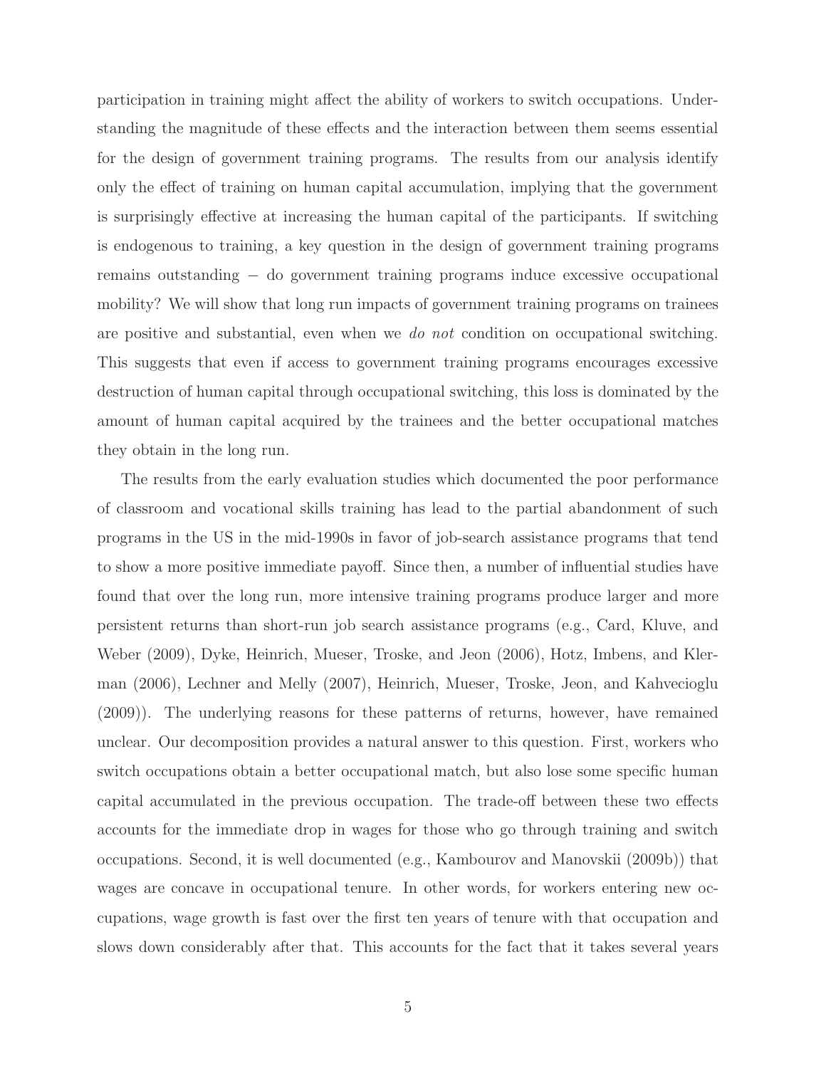participation in training might affect the ability of workers to switch occupations. Understanding the magnitude of these effects and the interaction between them seems essential for the design of government training programs. The results from our analysis identify only the effect of training on human capital accumulation, implying that the government is surprisingly effective at increasing the human capital of the participants. If switching is endogenous to training, a key question in the design of government training programs remains outstanding − do government training programs induce excessive occupational mobility? We will show that long run impacts of government training programs on trainees are positive and substantial, even when we *do not* condition on occupational switching. This suggests that even if access to government training programs encourages excessive destruction of human capital through occupational switching, this loss is dominated by the amount of human capital acquired by the trainees and the better occupational matches they obtain in the long run.

The results from the early evaluation studies which documented the poor performance of classroom and vocational skills training has lead to the partial abandonment of such programs in the US in the mid-1990s in favor of job-search assistance programs that tend to show a more positive immediate payoff. Since then, a number of influential studies have found that over the long run, more intensive training programs produce larger and more persistent returns than short-run job search assistance programs (e.g., Card, Kluve, and Weber (2009), Dyke, Heinrich, Mueser, Troske, and Jeon (2006), Hotz, Imbens, and Klerman (2006), Lechner and Melly (2007), Heinrich, Mueser, Troske, Jeon, and Kahvecioglu (2009)). The underlying reasons for these patterns of returns, however, have remained unclear. Our decomposition provides a natural answer to this question. First, workers who switch occupations obtain a better occupational match, but also lose some specific human capital accumulated in the previous occupation. The trade-off between these two effects accounts for the immediate drop in wages for those who go through training and switch occupations. Second, it is well documented (e.g., Kambourov and Manovskii (2009b)) that wages are concave in occupational tenure. In other words, for workers entering new occupations, wage growth is fast over the first ten years of tenure with that occupation and slows down considerably after that. This accounts for the fact that it takes several years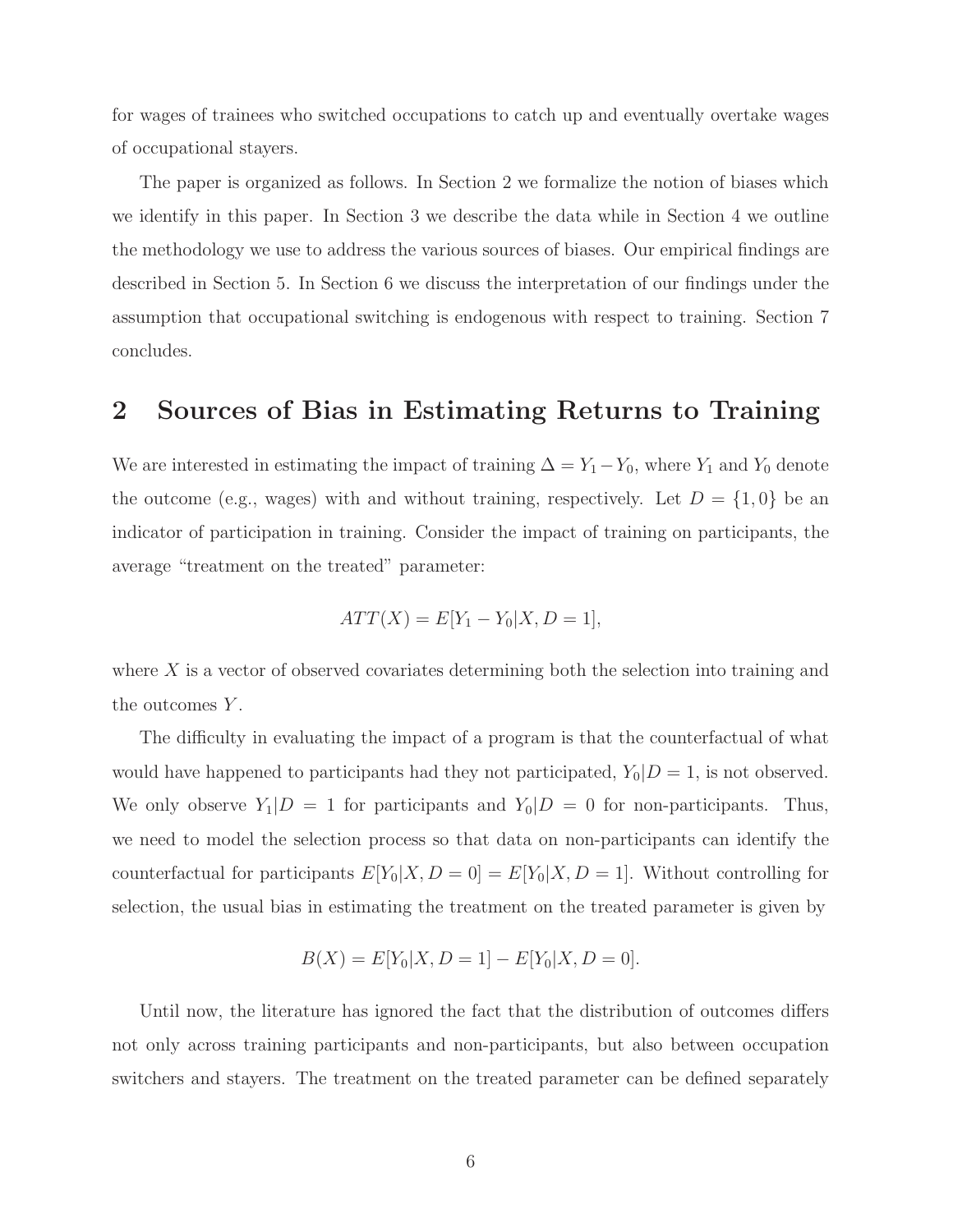for wages of trainees who switched occupations to catch up and eventually overtake wages of occupational stayers.

The paper is organized as follows. In Section 2 we formalize the notion of biases which we identify in this paper. In Section 3 we describe the data while in Section 4 we outline the methodology we use to address the various sources of biases. Our empirical findings are described in Section 5. In Section 6 we discuss the interpretation of our findings under the assumption that occupational switching is endogenous with respect to training. Section 7 concludes.

## 2 Sources of Bias in Estimating Returns to Training

We are interested in estimating the impact of training $\Delta = Y_1 - Y_0$, where $Y_1$ and $Y_0$ denote the outcome (e.g., wages) with and without training, respectively. Let $D = \{1, 0\}$ be an indicator of participation in training. Consider the impact of training on participants, the average "treatment on the treated" parameter:

$$ATT(X) = E[Y_1 - Y_0 | X, D = 1],$$

where $X$ is a vector of observed covariates determining both the selection into training and the outcomes $Y$.

The difficulty in evaluating the impact of a program is that the counterfactual of what would have happened to participants had they not participated, $Y_0|D = 1$, is not observed. We only observe $Y_1|D = 1$ for participants and $Y_0|D = 0$ for non-participants. Thus, we need to model the selection process so that data on non-participants can identify the counterfactual for participants $E[Y_0|X, D = 0] = E[Y_0|X, D = 1]$. Without controlling for selection, the usual bias in estimating the treatment on the treated parameter is given by

$$B(X) = E[Y_0|X, D = 1] - E[Y_0|X, D = 0].$$

Until now, the literature has ignored the fact that the distribution of outcomes differs not only across training participants and non-participants, but also between occupation switchers and stayers. The treatment on the treated parameter can be defined separately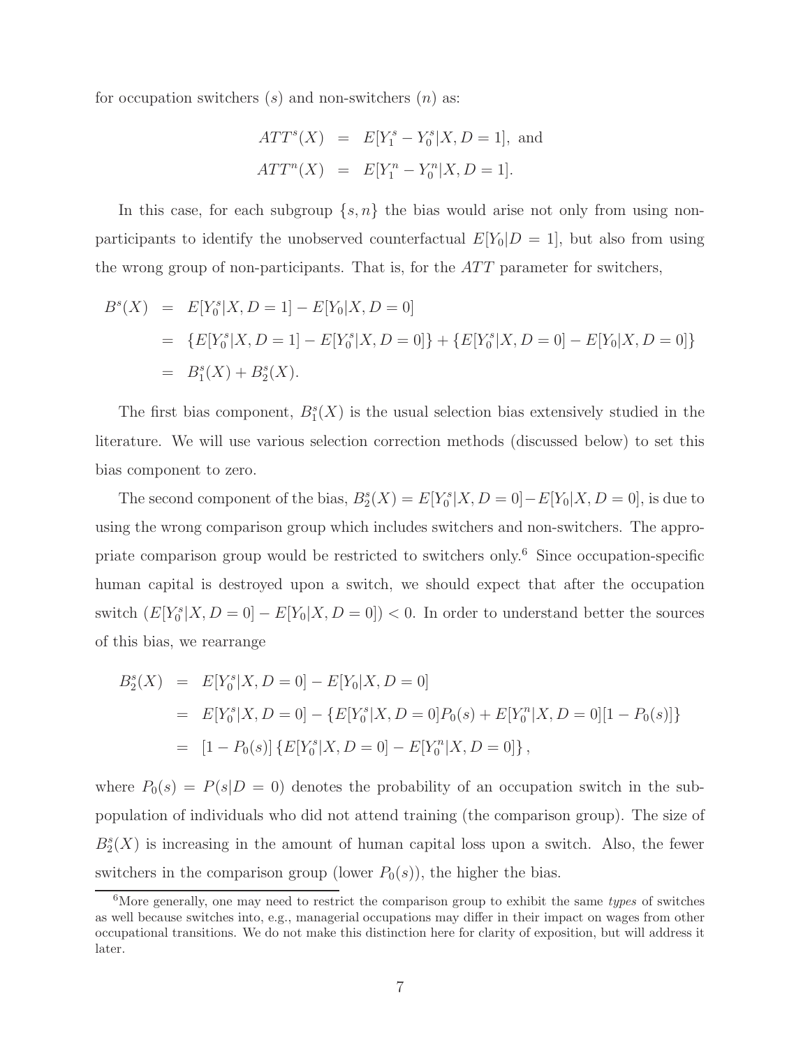for occupation switchers ($s$) and non-switchers ($n$) as:

$$
\begin{aligned}
ATT^s(X) &= E[Y_1^s - Y_0^s | X, D = 1], \text{ and} \\
ATT^n(X) &= E[Y_1^n - Y_0^n | X, D = 1].
\end{aligned}
$$

In this case, for each subgroup $\{s, n\}$ the bias would arise not only from using non-participants to identify the unobserved counterfactual $E[Y_0|D = 1]$, but also from using the wrong group of non-participants. That is, for the $ATT$ parameter for switchers,

$$
\begin{aligned}
B^s(X) &= E[Y_0^s|X, D = 1] - E[Y_0|X, D = 0] \\
&= \{E[Y_0^s|X, D = 1] - E[Y_0^s|X, D = 0]\} + \{E[Y_0^s|X, D = 0] - E[Y_0|X, D = 0]\} \\
&= B_1^s(X) + B_2^s(X).
\end{aligned}
$$

The first bias component, $B_1^s(X)$ is the usual selection bias extensively studied in the literature. We will use various selection correction methods (discussed below) to set this bias component to zero.

The second component of the bias, $B_2^s(X) = E[Y_0^s|X, D = 0] - E[Y_0|X, D = 0]$, is due to using the wrong comparison group which includes switchers and non-switchers. The appropriate comparison group would be restricted to switchers only.[6] Since occupation-specific human capital is destroyed upon a switch, we should expect that after the occupation switch $(E[Y_0^s|X, D = 0] - E[Y_0|X, D = 0]) < 0$. In order to understand better the sources of this bias, we rearrange

$$
\begin{aligned}
B_2^s(X) &= E[Y_0^s|X, D = 0] - E[Y_0|X, D = 0] \\
&= E[Y_0^s|X, D = 0] - \{E[Y_0^s|X, D = 0]P_0(s) + E[Y_0^n|X, D = 0][1 - P_0(s)]\} \\
&= [1 - P_0(s)] \{E[Y_0^s|X, D = 0] - E[Y_0^n|X, D = 0]\},
\end{aligned}
$$

where $P_0(s) = P(s|D = 0)$ denotes the probability of an occupation switch in the sub-population of individuals who did not attend training (the comparison group). The size of $B_2^s(X)$ is increasing in the amount of human capital loss upon a switch. Also, the fewer switchers in the comparison group (lower $P_0(s)$), the higher the bias.

[6] More generally, one may need to restrict the comparison group to exhibit the same *types* of switches as well because switches into, e.g., managerial occupations may differ in their impact on wages from other occupational transitions. We do not make this distinction here for clarity of exposition, but will address it later.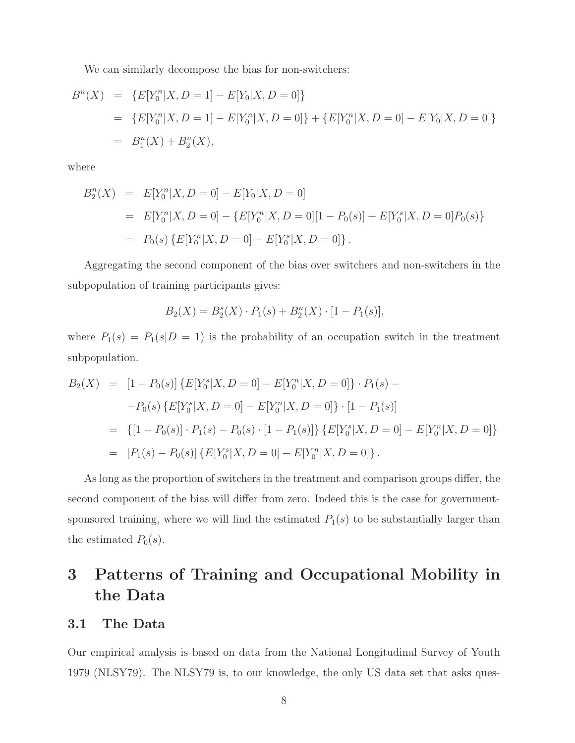We can similarly decompose the bias for non-switchers:

$$
\begin{aligned}
B^n(X) &= \{E[Y_0^n|X, D=1] - E[Y_0|X, D=0]\} \\
&= \{E[Y_0^n|X, D=1] - E[Y_0^n|X, D=0]\} + \{E[Y_0^n|X, D=0] - E[Y_0|X, D=0]\} \\
&= B_1^n(X) + B_2^n(X),
\end{aligned}
$$

where

$$
\begin{aligned}
B_2^n(X) &= E[Y_0^n|X, D=0] - E[Y_0|X, D=0] \\
&= E[Y_0^n|X, D=0] - \{E[Y_0^n|X, D=0][1 - P_0(s)] + E[Y_0^s|X, D=0]P_0(s)\} \\
&= P_0(s)\{E[Y_0^n|X, D=0] - E[Y_0^s|X, D=0]\}.
\end{aligned}
$$

Aggregating the second component of the bias over switchers and non-switchers in the subpopulation of training participants gives:

$$
B_2(X) = B_2^s(X) \cdot P_1(s) + B_2^n(X) \cdot [1 - P_1(s)],
$$

where $P_1(s) = P_1(s|D=1)$ is the probability of an occupation switch in the treatment subpopulation.

$$
\begin{aligned}
B_2(X) &= [1 - P_0(s)]\{E[Y_0^s|X, D=0] - E[Y_0^n|X, D=0]\} \cdot P_1(s) - \\
&\quad - P_0(s)\{E[Y_0^s|X, D=0] - E[Y_0^n|X, D=0]\} \cdot [1 - P_1(s)] \\
&= \{[1 - P_0(s)] \cdot P_1(s) - P_0(s) \cdot [1 - P_1(s)]\}\{E[Y_0^s|X, D=0] - E[Y_0^n|X, D=0]\} \\
&= [P_1(s) - P_0(s)]\{E[Y_0^s|X, D=0] - E[Y_0^n|X, D=0]\}.
\end{aligned}
$$

As long as the proportion of switchers in the treatment and comparison groups differ, the second component of the bias will differ from zero. Indeed this is the case for government-sponsored training, where we will find the estimated $P_1(s)$ to be substantially larger than the estimated $P_0(s)$.

# 3 Patterns of Training and Occupational Mobility in the Data

## 3.1 The Data

Our empirical analysis is based on data from the National Longitudinal Survey of Youth 1979 (NLSY79). The NLSY79 is, to our knowledge, the only US data set that asks ques-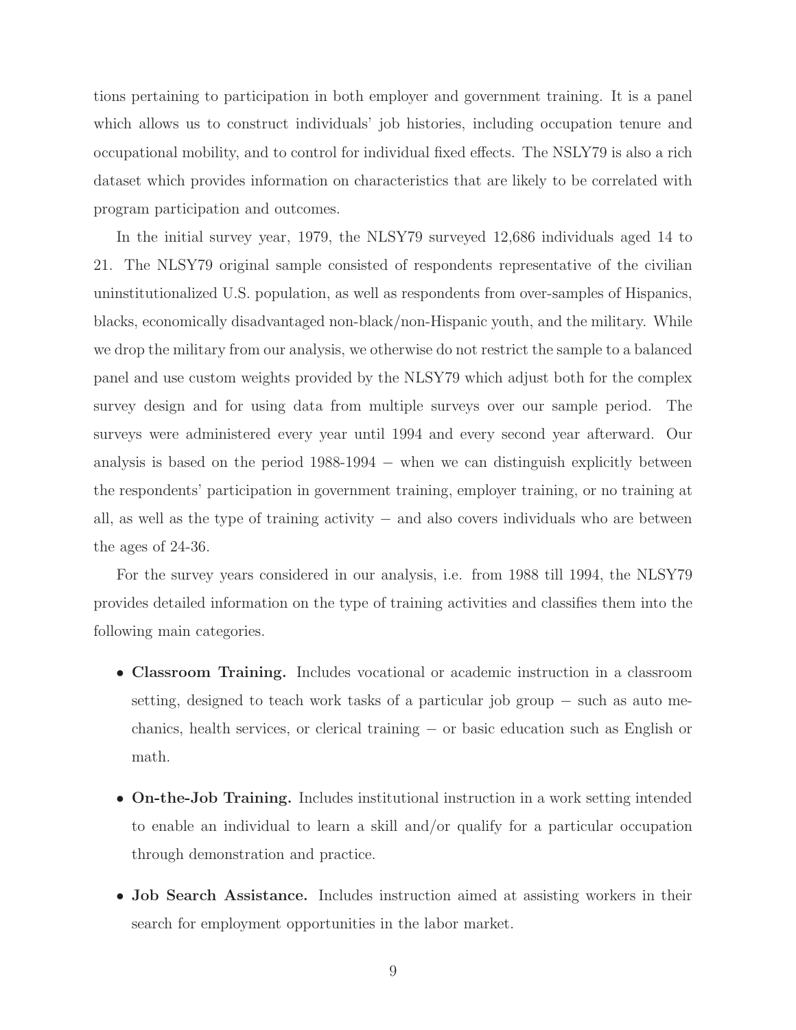tions pertaining to participation in both employer and government training. It is a panel which allows us to construct individuals' job histories, including occupation tenure and occupational mobility, and to control for individual fixed effects. The NSLY79 is also a rich dataset which provides information on characteristics that are likely to be correlated with program participation and outcomes.

In the initial survey year, 1979, the NLSY79 surveyed 12,686 individuals aged 14 to 21. The NLSY79 original sample consisted of respondents representative of the civilian uninstitutionalized U.S. population, as well as respondents from over-samples of Hispanics, blacks, economically disadvantaged non-black/non-Hispanic youth, and the military. While we drop the military from our analysis, we otherwise do not restrict the sample to a balanced panel and use custom weights provided by the NLSY79 which adjust both for the complex survey design and for using data from multiple surveys over our sample period. The surveys were administered every year until 1994 and every second year afterward. Our analysis is based on the period 1988-1994 − when we can distinguish explicitly between the respondents' participation in government training, employer training, or no training at all, as well as the type of training activity − and also covers individuals who are between the ages of 24-36.

For the survey years considered in our analysis, i.e. from 1988 till 1994, the NLSY79 provides detailed information on the type of training activities and classifies them into the following main categories.

- **Classroom Training.** Includes vocational or academic instruction in a classroom setting, designed to teach work tasks of a particular job group − such as auto mechanics, health services, or clerical training − or basic education such as English or math.

- **On-the-Job Training.** Includes institutional instruction in a work setting intended to enable an individual to learn a skill and/or qualify for a particular occupation through demonstration and practice.

- **Job Search Assistance.** Includes instruction aimed at assisting workers in their search for employment opportunities in the labor market.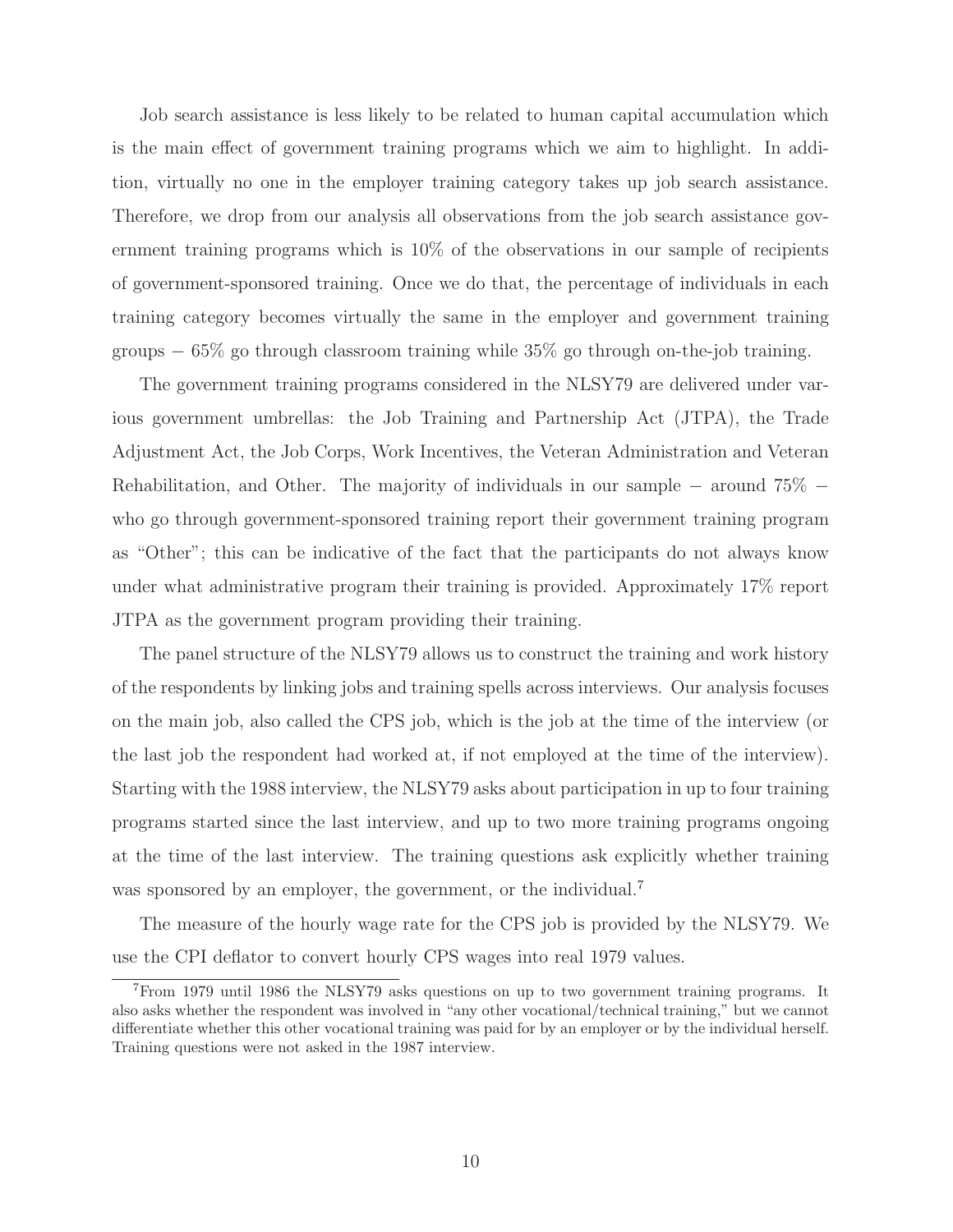Job search assistance is less likely to be related to human capital accumulation which is the main effect of government training programs which we aim to highlight. In addition, virtually no one in the employer training category takes up job search assistance. Therefore, we drop from our analysis all observations from the job search assistance government training programs which is 10% of the observations in our sample of recipients of government-sponsored training. Once we do that, the percentage of individuals in each training category becomes virtually the same in the employer and government training groups − 65% go through classroom training while 35% go through on-the-job training.

The government training programs considered in the NLSY79 are delivered under various government umbrellas: the Job Training and Partnership Act (JTPA), the Trade Adjustment Act, the Job Corps, Work Incentives, the Veteran Administration and Veteran Rehabilitation, and Other. The majority of individuals in our sample − around 75% − who go through government-sponsored training report their government training program as "Other"; this can be indicative of the fact that the participants do not always know under what administrative program their training is provided. Approximately 17% report JTPA as the government program providing their training.

The panel structure of the NLSY79 allows us to construct the training and work history of the respondents by linking jobs and training spells across interviews. Our analysis focuses on the main job, also called the CPS job, which is the job at the time of the interview (or the last job the respondent had worked at, if not employed at the time of the interview). Starting with the 1988 interview, the NLSY79 asks about participation in up to four training programs started since the last interview, and up to two more training programs ongoing at the time of the last interview. The training questions ask explicitly whether training was sponsored by an employer, the government, or the individual.[7]

The measure of the hourly wage rate for the CPS job is provided by the NLSY79. We use the CPI deflator to convert hourly CPS wages into real 1979 values.

[7]From 1979 until 1986 the NLSY79 asks questions on up to two government training programs. It also asks whether the respondent was involved in "any other vocational/technical training," but we cannot differentiate whether this other vocational training was paid for by an employer or by the individual herself. Training questions were not asked in the 1987 interview.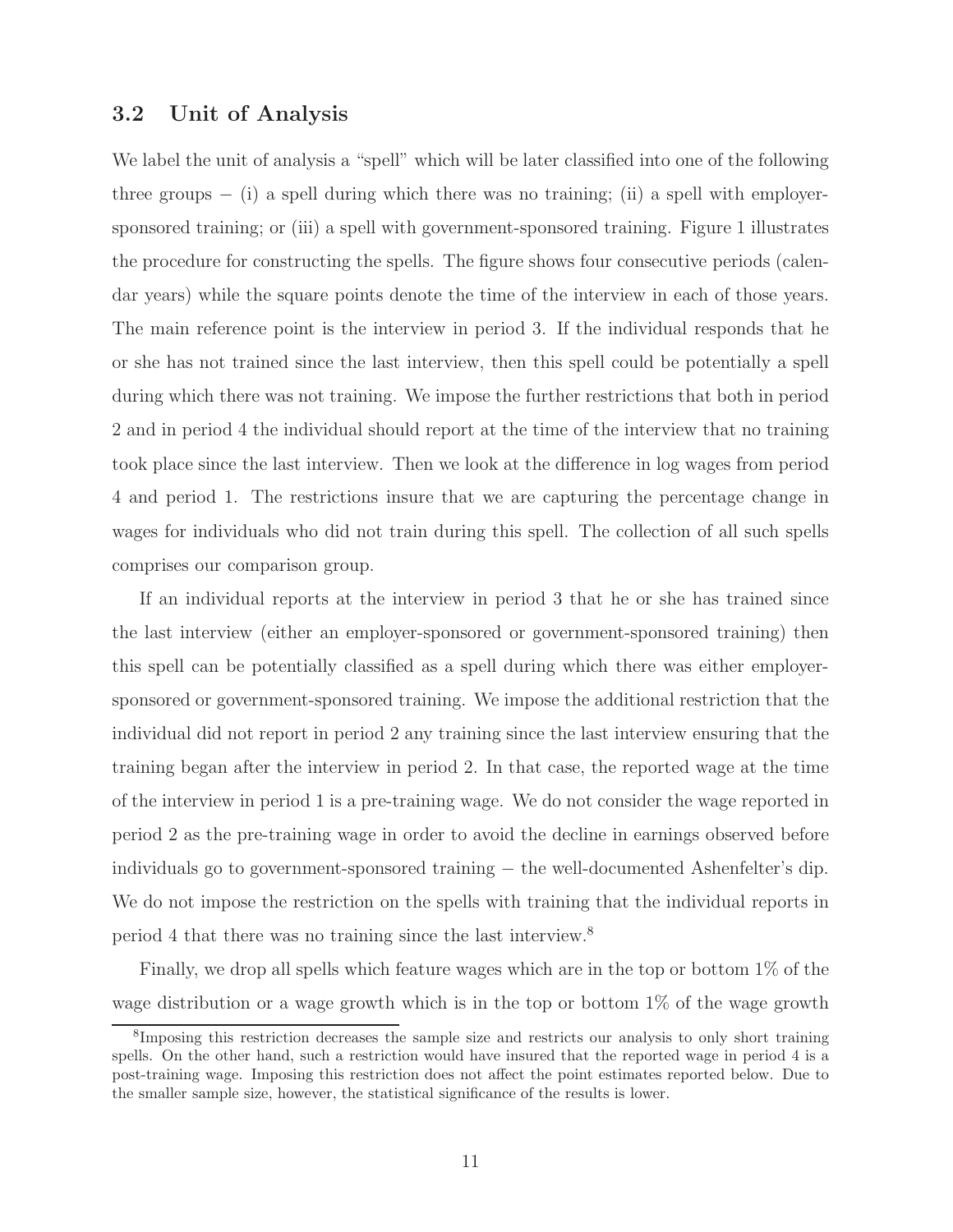## 3.2 Unit of Analysis

We label the unit of analysis a "spell" which will be later classified into one of the following three groups − (i) a spell during which there was no training; (ii) a spell with employer-sponsored training; or (iii) a spell with government-sponsored training. Figure 1 illustrates the procedure for constructing the spells. The figure shows four consecutive periods (calendar years) while the square points denote the time of the interview in each of those years. The main reference point is the interview in period 3. If the individual responds that he or she has not trained since the last interview, then this spell could be potentially a spell during which there was not training. We impose the further restrictions that both in period 2 and in period 4 the individual should report at the time of the interview that no training took place since the last interview. Then we look at the difference in log wages from period 4 and period 1. The restrictions insure that we are capturing the percentage change in wages for individuals who did not train during this spell. The collection of all such spells comprises our comparison group.

If an individual reports at the interview in period 3 that he or she has trained since the last interview (either an employer-sponsored or government-sponsored training) then this spell can be potentially classified as a spell during which there was either employer-sponsored or government-sponsored training. We impose the additional restriction that the individual did not report in period 2 any training since the last interview ensuring that the training began after the interview in period 2. In that case, the reported wage at the time of the interview in period 1 is a pre-training wage. We do not consider the wage reported in period 2 as the pre-training wage in order to avoid the decline in earnings observed before individuals go to government-sponsored training − the well-documented Ashenfelter's dip. We do not impose the restriction on the spells with training that the individual reports in period 4 that there was no training since the last interview.[8]

Finally, we drop all spells which feature wages which are in the top or bottom 1% of the wage distribution or a wage growth which is in the top or bottom 1% of the wage growth

[8]Imposing this restriction decreases the sample size and restricts our analysis to only short training spells. On the other hand, such a restriction would have insured that the reported wage in period 4 is a post-training wage. Imposing this restriction does not affect the point estimates reported below. Due to the smaller sample size, however, the statistical significance of the results is lower.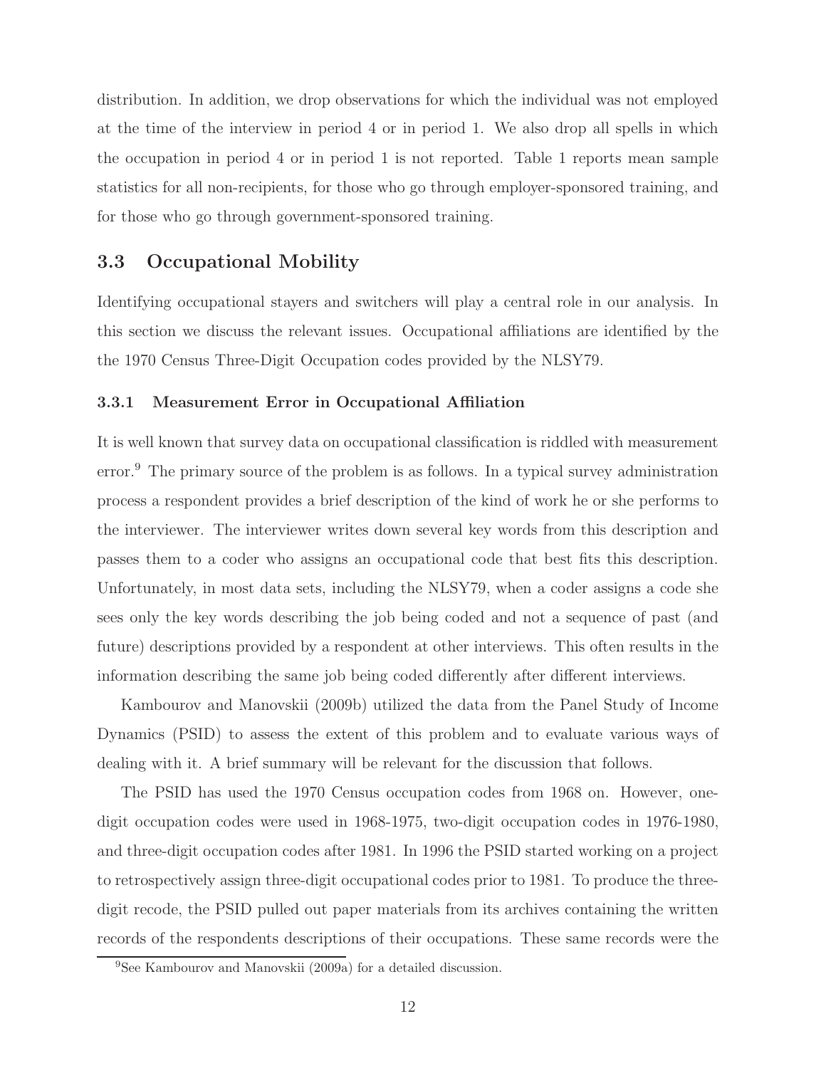distribution. In addition, we drop observations for which the individual was not employed at the time of the interview in period 4 or in period 1. We also drop all spells in which the occupation in period 4 or in period 1 is not reported. Table 1 reports mean sample statistics for all non-recipients, for those who go through employer-sponsored training, and for those who go through government-sponsored training.

## 3.3 Occupational Mobility

Identifying occupational stayers and switchers will play a central role in our analysis. In this section we discuss the relevant issues. Occupational affiliations are identified by the the 1970 Census Three-Digit Occupation codes provided by the NLSY79.

### 3.3.1 Measurement Error in Occupational Affiliation

It is well known that survey data on occupational classification is riddled with measurement error.[9] The primary source of the problem is as follows. In a typical survey administration process a respondent provides a brief description of the kind of work he or she performs to the interviewer. The interviewer writes down several key words from this description and passes them to a coder who assigns an occupational code that best fits this description. Unfortunately, in most data sets, including the NLSY79, when a coder assigns a code she sees only the key words describing the job being coded and not a sequence of past (and future) descriptions provided by a respondent at other interviews. This often results in the information describing the same job being coded differently after different interviews.

Kambourov and Manovskii (2009b) utilized the data from the Panel Study of Income Dynamics (PSID) to assess the extent of this problem and to evaluate various ways of dealing with it. A brief summary will be relevant for the discussion that follows.

The PSID has used the 1970 Census occupation codes from 1968 on. However, one-digit occupation codes were used in 1968-1975, two-digit occupation codes in 1976-1980, and three-digit occupation codes after 1981. In 1996 the PSID started working on a project to retrospectively assign three-digit occupational codes prior to 1981. To produce the three-digit recode, the PSID pulled out paper materials from its archives containing the written records of the respondents descriptions of their occupations. These same records were the

[9] See Kambourov and Manovskii (2009a) for a detailed discussion.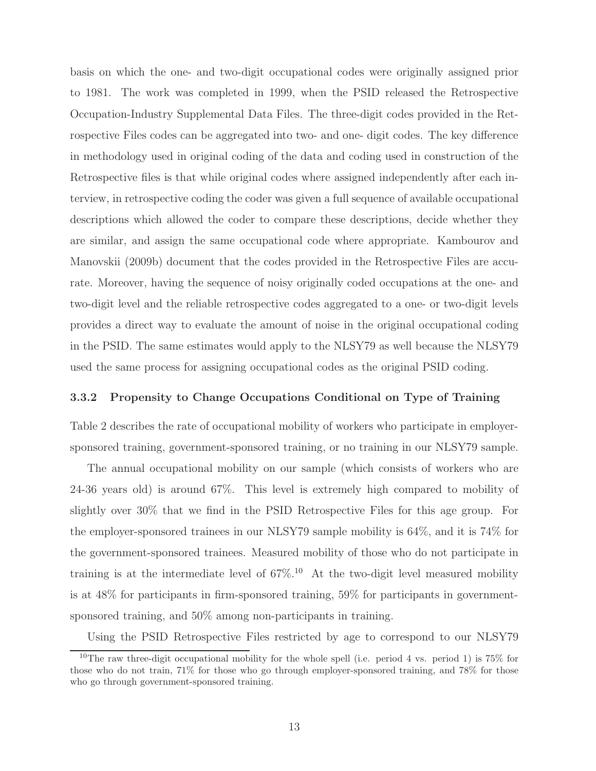basis on which the one- and two-digit occupational codes were originally assigned prior to 1981. The work was completed in 1999, when the PSID released the Retrospective Occupation-Industry Supplemental Data Files. The three-digit codes provided in the Retrospective Files codes can be aggregated into two- and one- digit codes. The key difference in methodology used in original coding of the data and coding used in construction of the Retrospective files is that while original codes where assigned independently after each interview, in retrospective coding the coder was given a full sequence of available occupational descriptions which allowed the coder to compare these descriptions, decide whether they are similar, and assign the same occupational code where appropriate. Kambourov and Manovskii (2009b) document that the codes provided in the Retrospective Files are accurate. Moreover, having the sequence of noisy originally coded occupations at the one- and two-digit level and the reliable retrospective codes aggregated to a one- or two-digit levels provides a direct way to evaluate the amount of noise in the original occupational coding in the PSID. The same estimates would apply to the NLSY79 as well because the NLSY79 used the same process for assigning occupational codes as the original PSID coding.

### 3.3.2 Propensity to Change Occupations Conditional on Type of Training

Table 2 describes the rate of occupational mobility of workers who participate in employer-sponsored training, government-sponsored training, or no training in our NLSY79 sample.

The annual occupational mobility on our sample (which consists of workers who are 24-36 years old) is around 67%. This level is extremely high compared to mobility of slightly over 30% that we find in the PSID Retrospective Files for this age group. For the employer-sponsored trainees in our NLSY79 sample mobility is 64%, and it is 74% for the government-sponsored trainees. Measured mobility of those who do not participate in training is at the intermediate level of 67%.[10] At the two-digit level measured mobility is at 48% for participants in firm-sponsored training, 59% for participants in government-sponsored training, and 50% among non-participants in training.

Using the PSID Retrospective Files restricted by age to correspond to our NLSY79

[10] The raw three-digit occupational mobility for the whole spell (i.e. period 4 vs. period 1) is 75% for those who do not train, 71% for those who go through employer-sponsored training, and 78% for those who go through government-sponsored training.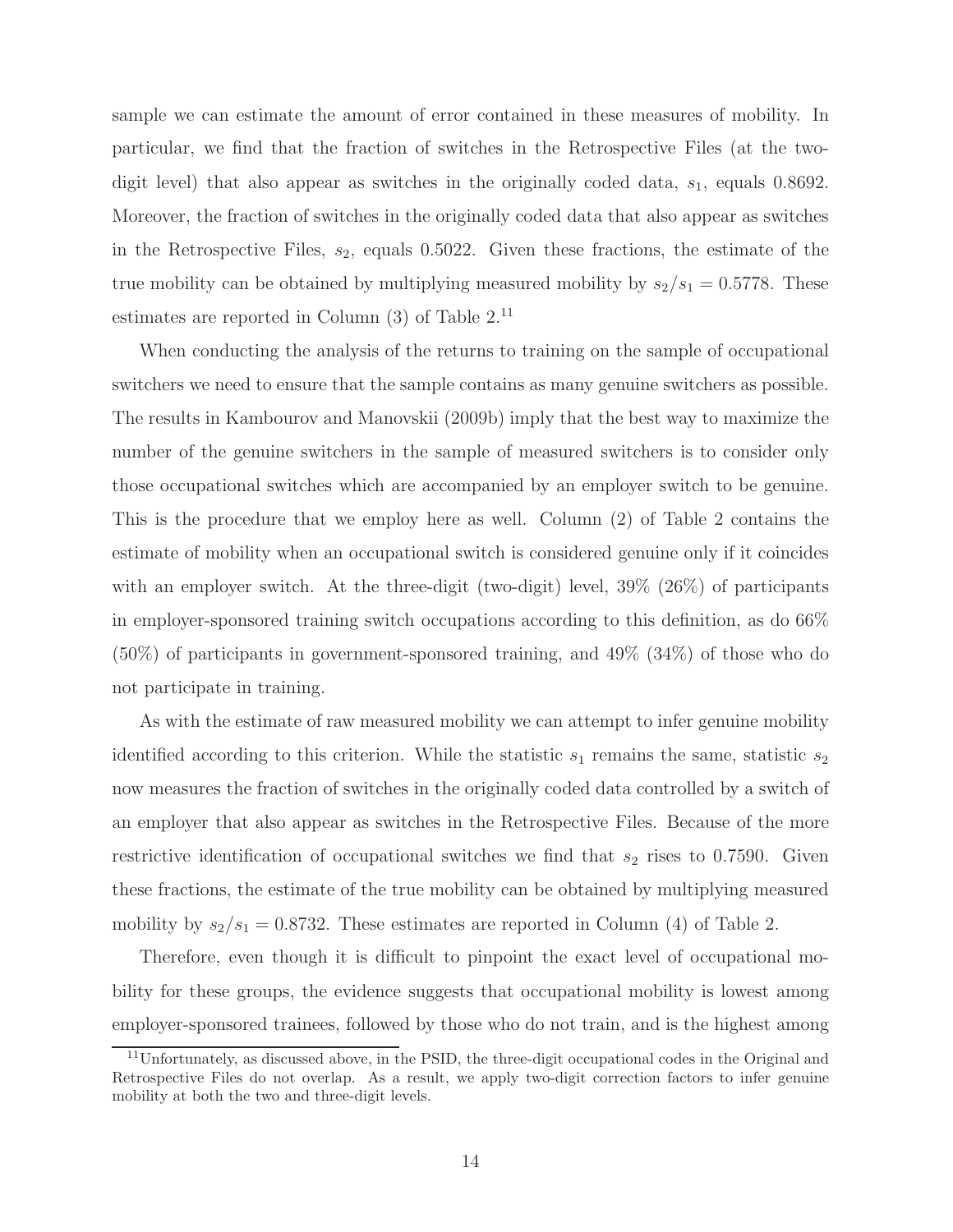sample we can estimate the amount of error contained in these measures of mobility. In particular, we find that the fraction of switches in the Retrospective Files (at the two-digit level) that also appear as switches in the originally coded data, $s_1$, equals 0.8692. Moreover, the fraction of switches in the originally coded data that also appear as switches in the Retrospective Files, $s_2$, equals 0.5022. Given these fractions, the estimate of the true mobility can be obtained by multiplying measured mobility by $s_2/s_1 = 0.5778$. These estimates are reported in Column (3) of Table 2.[11]

When conducting the analysis of the returns to training on the sample of occupational switchers we need to ensure that the sample contains as many genuine switchers as possible. The results in Kambourov and Manovskii (2009b) imply that the best way to maximize the number of the genuine switchers in the sample of measured switchers is to consider only those occupational switches which are accompanied by an employer switch to be genuine. This is the procedure that we employ here as well. Column (2) of Table 2 contains the estimate of mobility when an occupational switch is considered genuine only if it coincides with an employer switch. At the three-digit (two-digit) level, 39% (26%) of participants in employer-sponsored training switch occupations according to this definition, as do 66% (50%) of participants in government-sponsored training, and 49% (34%) of those who do not participate in training.

As with the estimate of raw measured mobility we can attempt to infer genuine mobility identified according to this criterion. While the statistic $s_1$ remains the same, statistic $s_2$ now measures the fraction of switches in the originally coded data controlled by a switch of an employer that also appear as switches in the Retrospective Files. Because of the more restrictive identification of occupational switches we find that $s_2$ rises to 0.7590. Given these fractions, the estimate of the true mobility can be obtained by multiplying measured mobility by $s_2/s_1 = 0.8732$. These estimates are reported in Column (4) of Table 2.

Therefore, even though it is difficult to pinpoint the exact level of occupational mobility for these groups, the evidence suggests that occupational mobility is lowest among employer-sponsored trainees, followed by those who do not train, and is the highest among

[11] Unfortunately, as discussed above, in the PSID, the three-digit occupational codes in the Original and Retrospective Files do not overlap. As a result, we apply two-digit correction factors to infer genuine mobility at both the two and three-digit levels.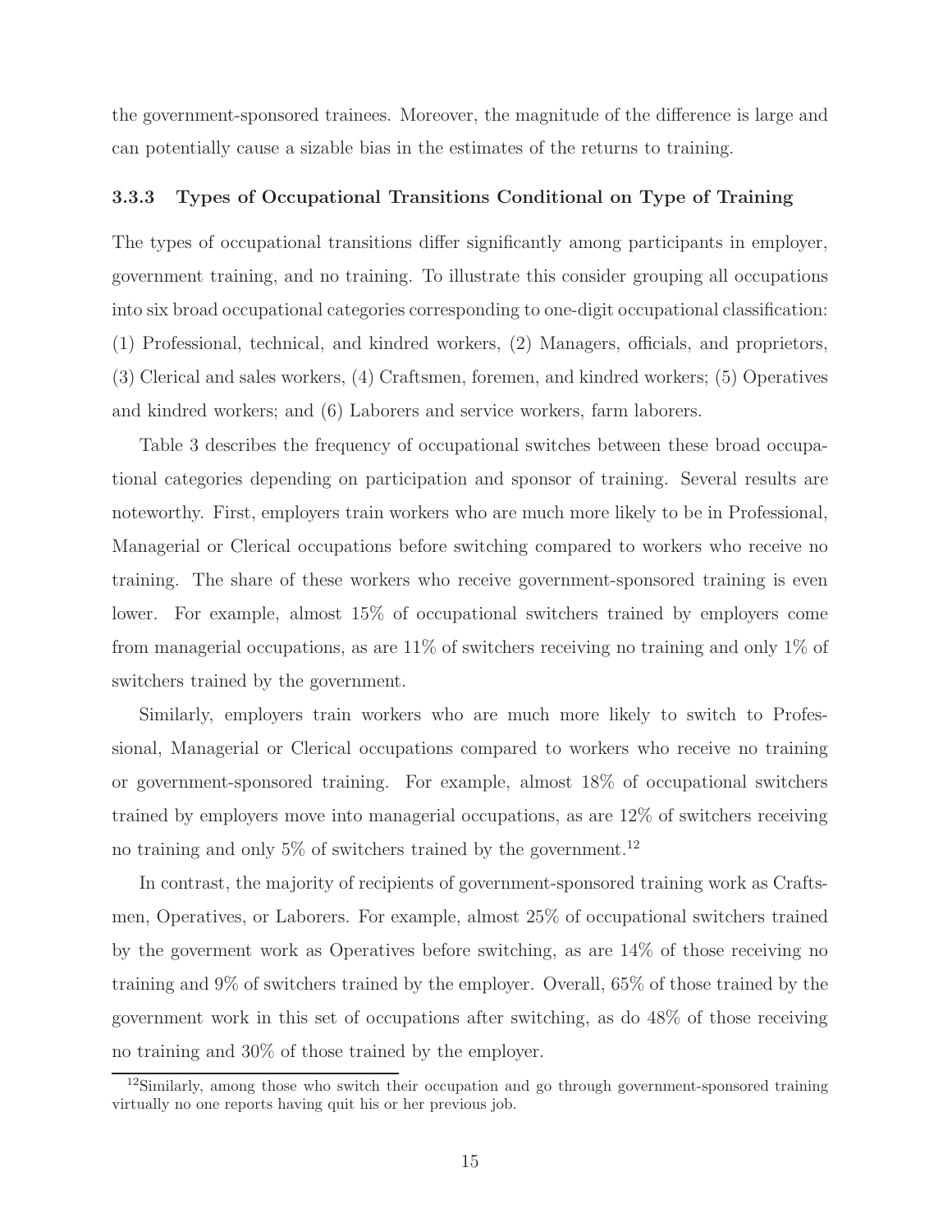the government-sponsored trainees. Moreover, the magnitude of the difference is large and can potentially cause a sizable bias in the estimates of the returns to training.

### 3.3.3 Types of Occupational Transitions Conditional on Type of Training

The types of occupational transitions differ significantly among participants in employer, government training, and no training. To illustrate this consider grouping all occupations into six broad occupational categories corresponding to one-digit occupational classification: (1) Professional, technical, and kindred workers, (2) Managers, officials, and proprietors, (3) Clerical and sales workers, (4) Craftsmen, foremen, and kindred workers; (5) Operatives and kindred workers; and (6) Laborers and service workers, farm laborers.

Table 3 describes the frequency of occupational switches between these broad occupational categories depending on participation and sponsor of training. Several results are noteworthy. First, employers train workers who are much more likely to be in Professional, Managerial or Clerical occupations before switching compared to workers who receive no training. The share of these workers who receive government-sponsored training is even lower. For example, almost 15% of occupational switchers trained by employers come from managerial occupations, as are 11% of switchers receiving no training and only 1% of switchers trained by the government.

Similarly, employers train workers who are much more likely to switch to Professional, Managerial or Clerical occupations compared to workers who receive no training or government-sponsored training. For example, almost 18% of occupational switchers trained by employers move into managerial occupations, as are 12% of switchers receiving no training and only 5% of switchers trained by the government.[12]

In contrast, the majority of recipients of government-sponsored training work as Craftsmen, Operatives, or Laborers. For example, almost 25% of occupational switchers trained by the goverment work as Operatives before switching, as are 14% of those receiving no training and 9% of switchers trained by the employer. Overall, 65% of those trained by the government work in this set of occupations after switching, as do 48% of those receiving no training and 30% of those trained by the employer.

[12] Similarly, among those who switch their occupation and go through government-sponsored training virtually no one reports having quit his or her previous job.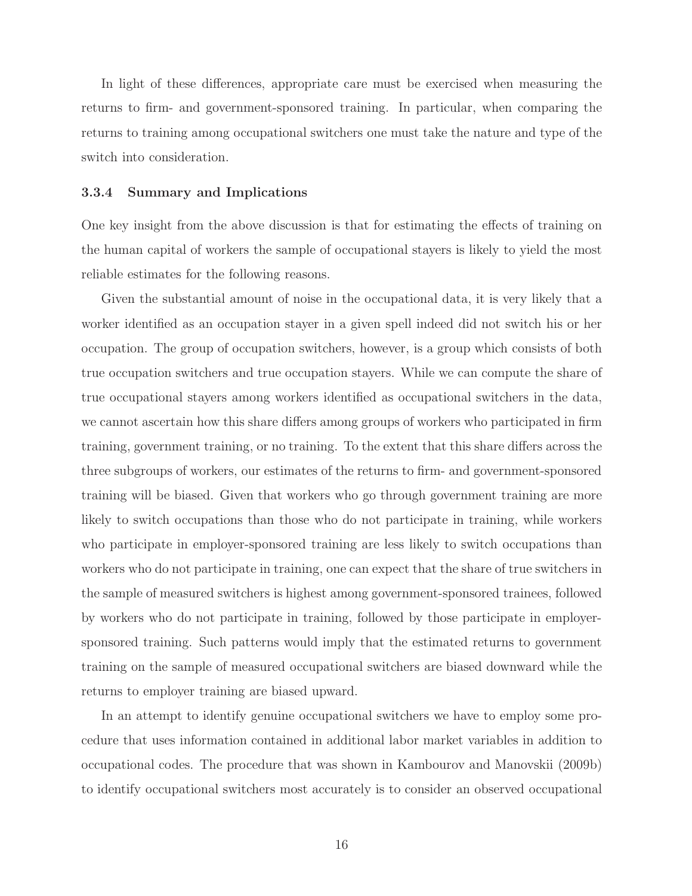In light of these differences, appropriate care must be exercised when measuring the returns to firm- and government-sponsored training. In particular, when comparing the returns to training among occupational switchers one must take the nature and type of the switch into consideration.

### 3.3.4 Summary and Implications

One key insight from the above discussion is that for estimating the effects of training on the human capital of workers the sample of occupational stayers is likely to yield the most reliable estimates for the following reasons.

Given the substantial amount of noise in the occupational data, it is very likely that a worker identified as an occupation stayer in a given spell indeed did not switch his or her occupation. The group of occupation switchers, however, is a group which consists of both true occupation switchers and true occupation stayers. While we can compute the share of true occupational stayers among workers identified as occupational switchers in the data, we cannot ascertain how this share differs among groups of workers who participated in firm training, government training, or no training. To the extent that this share differs across the three subgroups of workers, our estimates of the returns to firm- and government-sponsored training will be biased. Given that workers who go through government training are more likely to switch occupations than those who do not participate in training, while workers who participate in employer-sponsored training are less likely to switch occupations than workers who do not participate in training, one can expect that the share of true switchers in the sample of measured switchers is highest among government-sponsored trainees, followed by workers who do not participate in training, followed by those participate in employer-sponsored training. Such patterns would imply that the estimated returns to government training on the sample of measured occupational switchers are biased downward while the returns to employer training are biased upward.

In an attempt to identify genuine occupational switchers we have to employ some procedure that uses information contained in additional labor market variables in addition to occupational codes. The procedure that was shown in Kambourov and Manovskii (2009b) to identify occupational switchers most accurately is to consider an observed occupational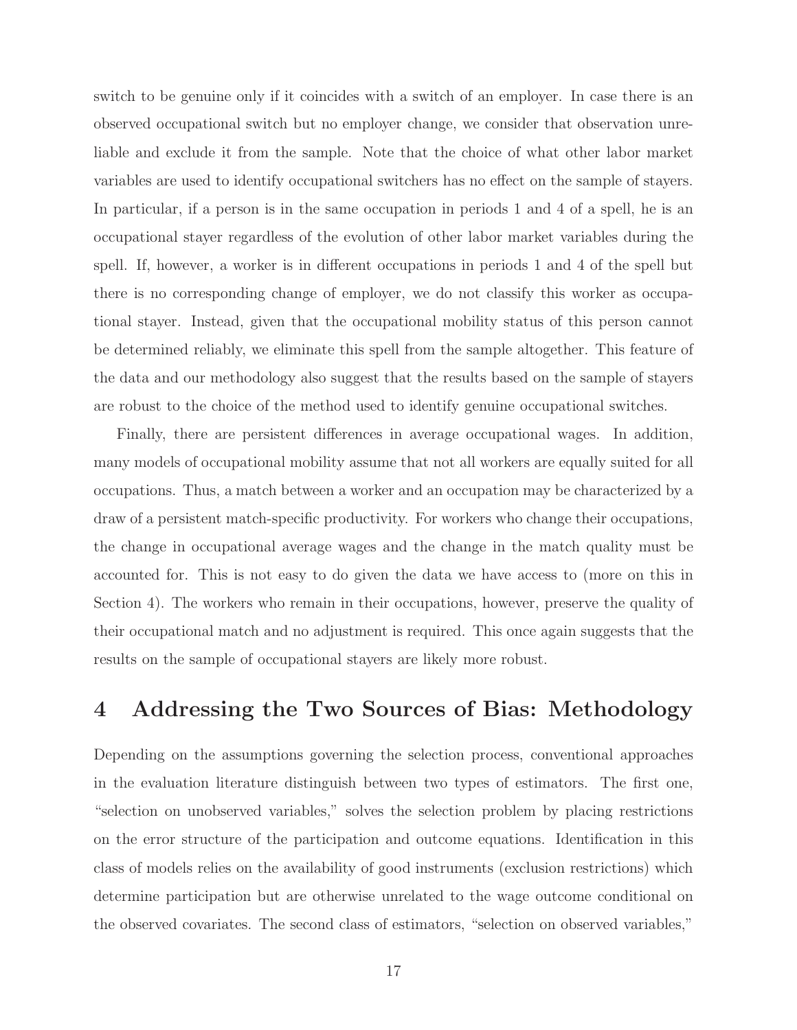switch to be genuine only if it coincides with a switch of an employer. In case there is an observed occupational switch but no employer change, we consider that observation unreliable and exclude it from the sample. Note that the choice of what other labor market variables are used to identify occupational switchers has no effect on the sample of stayers. In particular, if a person is in the same occupation in periods 1 and 4 of a spell, he is an occupational stayer regardless of the evolution of other labor market variables during the spell. If, however, a worker is in different occupations in periods 1 and 4 of the spell but there is no corresponding change of employer, we do not classify this worker as occupational stayer. Instead, given that the occupational mobility status of this person cannot be determined reliably, we eliminate this spell from the sample altogether. This feature of the data and our methodology also suggest that the results based on the sample of stayers are robust to the choice of the method used to identify genuine occupational switches.

Finally, there are persistent differences in average occupational wages. In addition, many models of occupational mobility assume that not all workers are equally suited for all occupations. Thus, a match between a worker and an occupation may be characterized by a draw of a persistent match-specific productivity. For workers who change their occupations, the change in occupational average wages and the change in the match quality must be accounted for. This is not easy to do given the data we have access to (more on this in Section 4). The workers who remain in their occupations, however, preserve the quality of their occupational match and no adjustment is required. This once again suggests that the results on the sample of occupational stayers are likely more robust.

# 4 Addressing the Two Sources of Bias: Methodology

Depending on the assumptions governing the selection process, conventional approaches in the evaluation literature distinguish between two types of estimators. The first one, "selection on unobserved variables," solves the selection problem by placing restrictions on the error structure of the participation and outcome equations. Identification in this class of models relies on the availability of good instruments (exclusion restrictions) which determine participation but are otherwise unrelated to the wage outcome conditional on the observed covariates. The second class of estimators, "selection on observed variables,"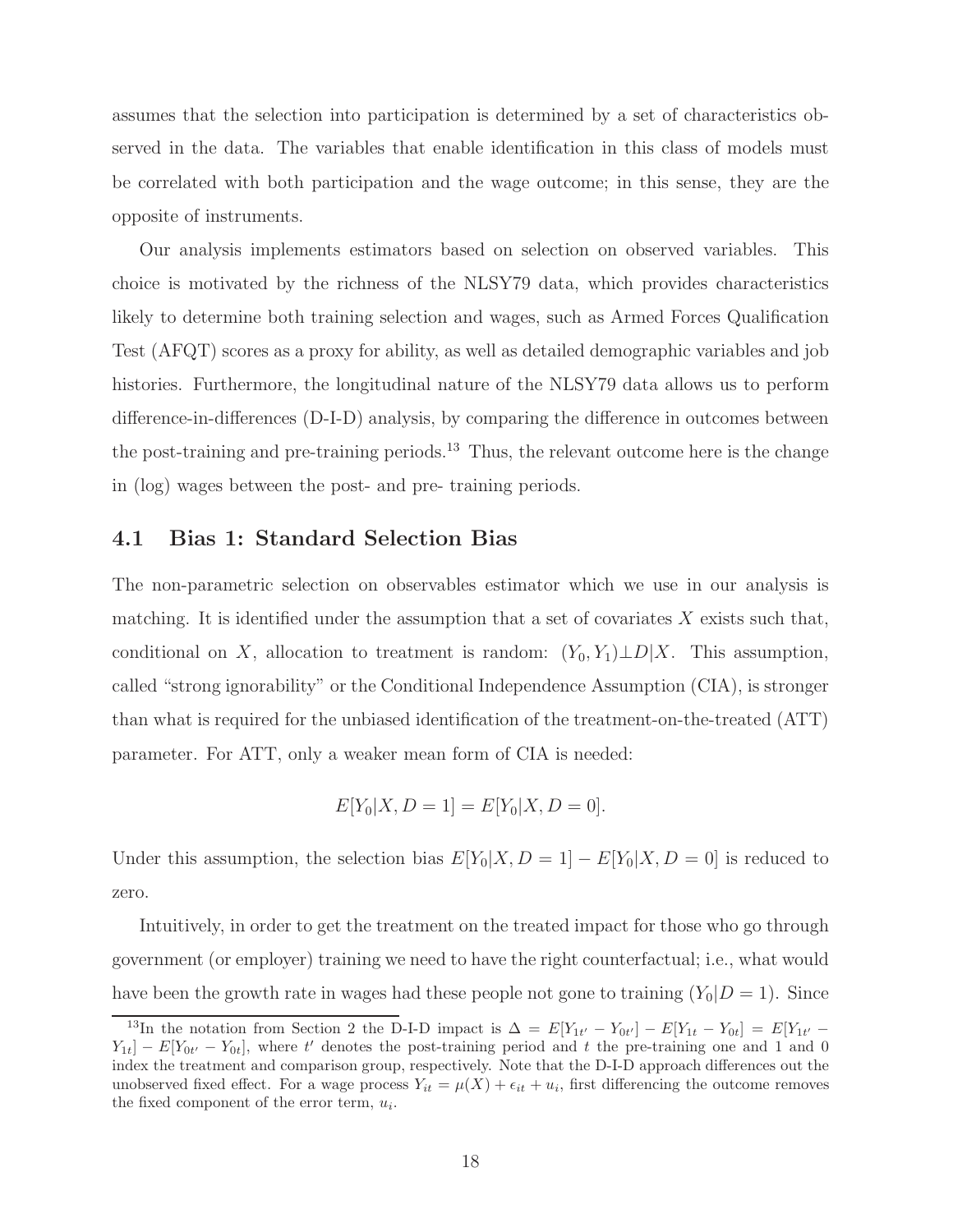assumes that the selection into participation is determined by a set of characteristics observed in the data. The variables that enable identification in this class of models must be correlated with both participation and the wage outcome; in this sense, they are the opposite of instruments.

Our analysis implements estimators based on selection on observed variables. This choice is motivated by the richness of the NLSY79 data, which provides characteristics likely to determine both training selection and wages, such as Armed Forces Qualification Test (AFQT) scores as a proxy for ability, as well as detailed demographic variables and job histories. Furthermore, the longitudinal nature of the NLSY79 data allows us to perform difference-in-differences (D-I-D) analysis, by comparing the difference in outcomes between the post-training and pre-training periods.[13] Thus, the relevant outcome here is the change in (log) wages between the post- and pre- training periods.

## 4.1 Bias 1: Standard Selection Bias

The non-parametric selection on observables estimator which we use in our analysis is matching. It is identified under the assumption that a set of covariates $X$ exists such that, conditional on $X$, allocation to treatment is random: $(Y_0, Y_1) \perp D | X$. This assumption, called "strong ignorability" or the Conditional Independence Assumption (CIA), is stronger than what is required for the unbiased identification of the treatment-on-the-treated (ATT) parameter. For ATT, only a weaker mean form of CIA is needed:

$$E[Y_0 | X, D = 1] = E[Y_0 | X, D = 0].$$

Under this assumption, the selection bias $E[Y_0|X, D = 1] - E[Y_0|X, D = 0]$ is reduced to zero.

Intuitively, in order to get the treatment on the treated impact for those who go through government (or employer) training we need to have the right counterfactual; i.e., what would have been the growth rate in wages had these people not gone to training $(Y_0|D = 1)$. Since

[13] In the notation from Section 2 the D-I-D impact is $\Delta = E[Y_{1t'} - Y_{0t'}] - E[Y_{1t} - Y_{0t}] = E[Y_{1t'} - Y_{1t}] - E[Y_{0t'} - Y_{0t}]$, where $t'$ denotes the post-training period and $t$ the pre-training one and 1 and 0 index the treatment and comparison group, respectively. Note that the D-I-D approach differences out the unobserved fixed effect. For a wage process $Y_{it} = \mu(X) + \epsilon_{it} + u_i$, first differencing the outcome removes the fixed component of the error term, $u_i$.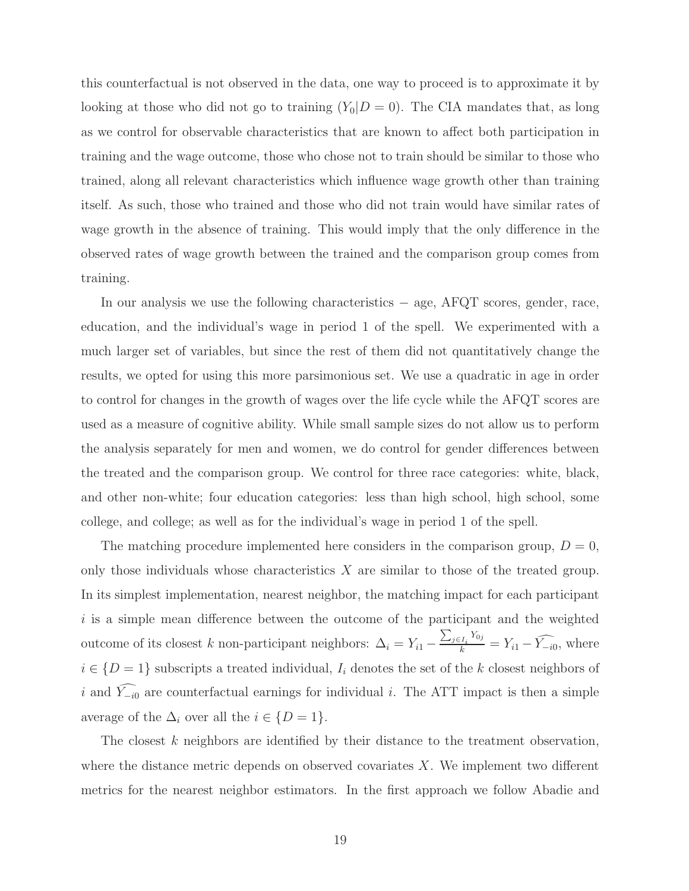this counterfactual is not observed in the data, one way to proceed is to approximate it by looking at those who did not go to training ($Y_0|D=0$). The CIA mandates that, as long as we control for observable characteristics that are known to affect both participation in training and the wage outcome, those who chose not to train should be similar to those who trained, along all relevant characteristics which influence wage growth other than training itself. As such, those who trained and those who did not train would have similar rates of wage growth in the absence of training. This would imply that the only difference in the observed rates of wage growth between the trained and the comparison group comes from training.

In our analysis we use the following characteristics − age, AFQT scores, gender, race, education, and the individual's wage in period 1 of the spell. We experimented with a much larger set of variables, but since the rest of them did not quantitatively change the results, we opted for using this more parsimonious set. We use a quadratic in age in order to control for changes in the growth of wages over the life cycle while the AFQT scores are used as a measure of cognitive ability. While small sample sizes do not allow us to perform the analysis separately for men and women, we do control for gender differences between the treated and the comparison group. We control for three race categories: white, black, and other non-white; four education categories: less than high school, high school, some college, and college; as well as for the individual's wage in period 1 of the spell.

The matching procedure implemented here considers in the comparison group, $D=0$, only those individuals whose characteristics $X$ are similar to those of the treated group. In its simplest implementation, nearest neighbor, the matching impact for each participant $i$ is a simple mean difference between the outcome of the participant and the weighted outcome of its closest $k$ non-participant neighbors: $\Delta_i = Y_{i1} - \frac{\sum_{j \in I_i} Y_{0j}}{k} = Y_{i1} - \widehat{Y_{-i0}}$, where $i \in \{D=1\}$ subscripts a treated individual, $I_i$ denotes the set of the $k$ closest neighbors of $i$ and $\widehat{Y_{-i0}}$ are counterfactual earnings for individual $i$. The ATT impact is then a simple average of the $\Delta_i$ over all the $i \in \{D=1\}$.

The closest $k$ neighbors are identified by their distance to the treatment observation, where the distance metric depends on observed covariates $X$. We implement two different metrics for the nearest neighbor estimators. In the first approach we follow Abadie and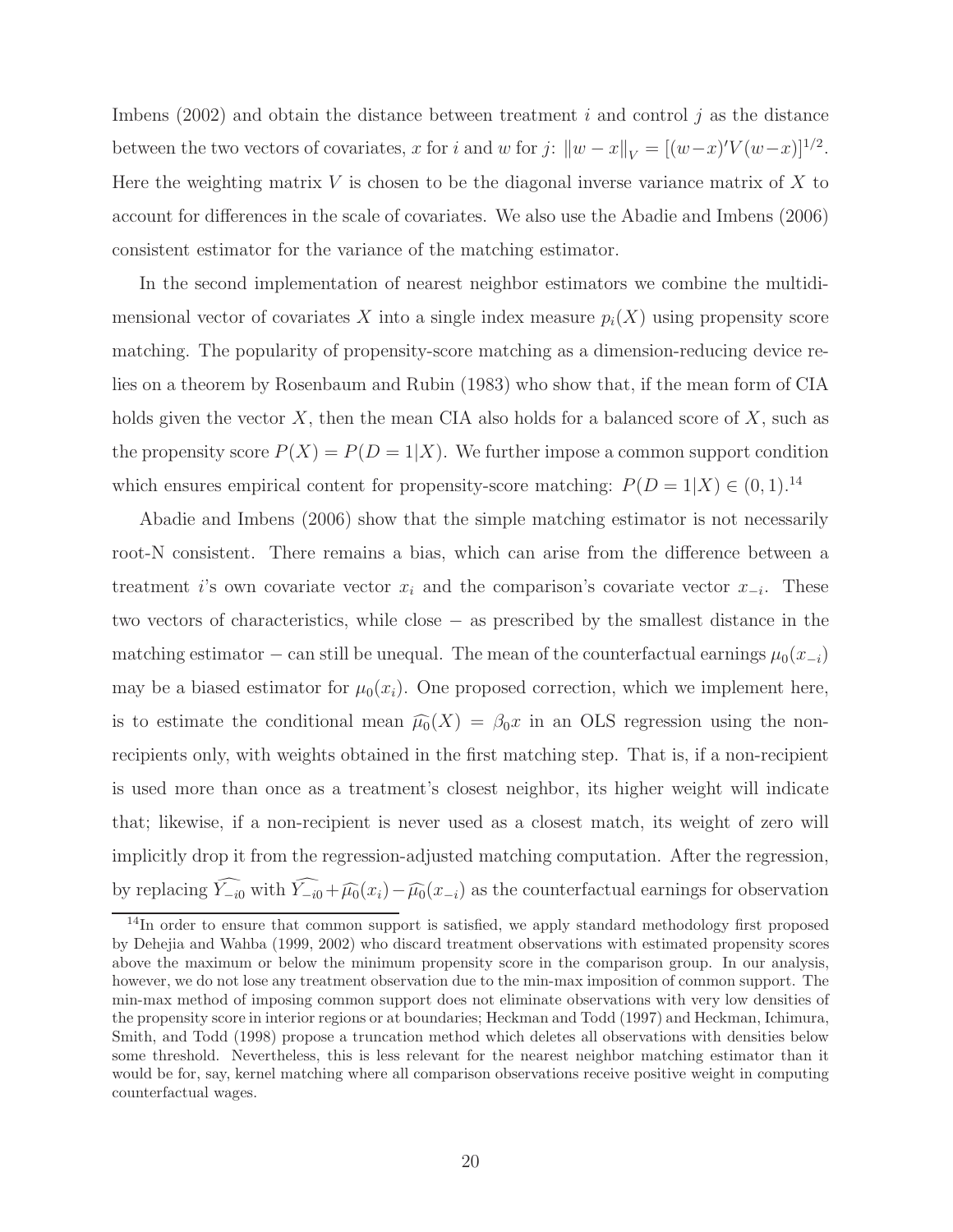Imbens (2002) and obtain the distance between treatment $i$ and control $j$ as the distance between the two vectors of covariates, $x$ for $i$ and $w$ for $j$: $\|w - x\|_V = [(w-x)'V(w-x)]^{1/2}$. Here the weighting matrix $V$ is chosen to be the diagonal inverse variance matrix of $X$ to account for differences in the scale of covariates. We also use the Abadie and Imbens (2006) consistent estimator for the variance of the matching estimator.

In the second implementation of nearest neighbor estimators we combine the multidimensional vector of covariates $X$ into a single index measure $p_i(X)$ using propensity score matching. The popularity of propensity-score matching as a dimension-reducing device relies on a theorem by Rosenbaum and Rubin (1983) who show that, if the mean form of CIA holds given the vector $X$, then the mean CIA also holds for a balanced score of $X$, such as the propensity score $P(X) = P(D = 1|X)$. We further impose a common support condition which ensures empirical content for propensity-score matching: $P(D = 1|X) \in (0, 1)$.[14]

Abadie and Imbens (2006) show that the simple matching estimator is not necessarily root-N consistent. There remains a bias, which can arise from the difference between a treatment $i$'s own covariate vector $x_i$ and the comparison's covariate vector $x_{-i}$. These two vectors of characteristics, while close − as prescribed by the smallest distance in the matching estimator − can still be unequal. The mean of the counterfactual earnings $\mu_0(x_{-i})$ may be a biased estimator for $\mu_0(x_i)$. One proposed correction, which we implement here, is to estimate the conditional mean $\widehat{\mu_0}(X) = \beta_0 x$ in an OLS regression using the non-recipients only, with weights obtained in the first matching step. That is, if a non-recipient is used more than once as a treatment's closest neighbor, its higher weight will indicate that; likewise, if a non-recipient is never used as a closest match, its weight of zero will implicitly drop it from the regression-adjusted matching computation. After the regression, by replacing $\widehat{Y_{-i0}}$ with $\widehat{Y_{-i0}} + \widehat{\mu_0}(x_i) - \widehat{\mu_0}(x_{-i})$ as the counterfactual earnings for observation

[14] In order to ensure that common support is satisfied, we apply standard methodology first proposed by Dehejia and Wahba (1999, 2002) who discard treatment observations with estimated propensity scores above the maximum or below the minimum propensity score in the comparison group. In our analysis, however, we do not lose any treatment observation due to the min-max imposition of common support. The min-max method of imposing common support does not eliminate observations with very low densities of the propensity score in interior regions or at boundaries; Heckman and Todd (1997) and Heckman, Ichimura, Smith, and Todd (1998) propose a truncation method which deletes all observations with densities below some threshold. Nevertheless, this is less relevant for the nearest neighbor matching estimator than it would be for, say, kernel matching where all comparison observations receive positive weight in computing counterfactual wages.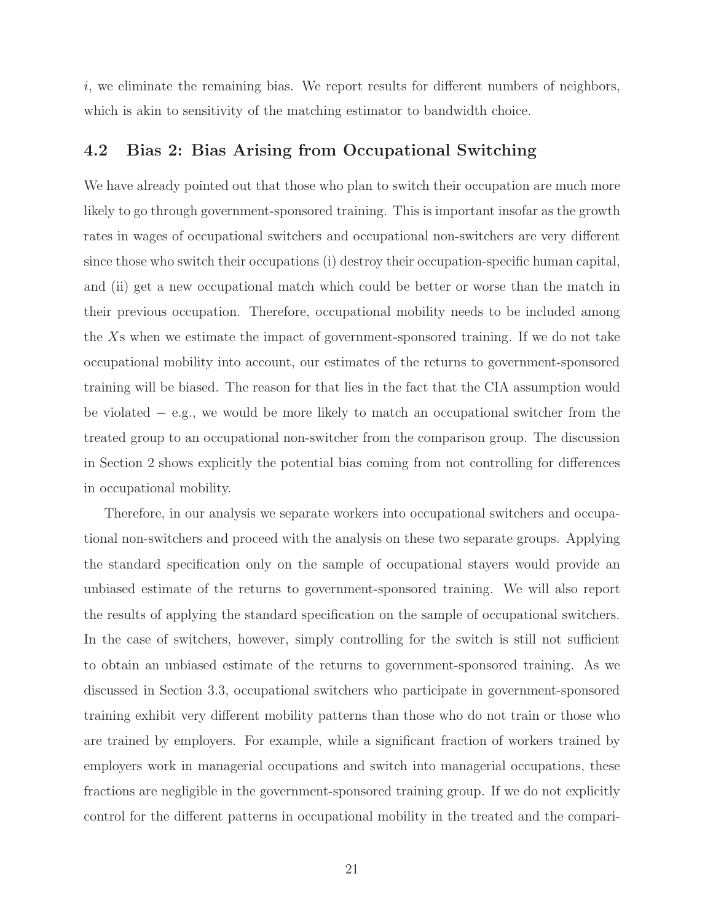$i$, we eliminate the remaining bias. We report results for different numbers of neighbors, which is akin to sensitivity of the matching estimator to bandwidth choice.

## 4.2 Bias 2: Bias Arising from Occupational Switching

We have already pointed out that those who plan to switch their occupation are much more likely to go through government-sponsored training. This is important insofar as the growth rates in wages of occupational switchers and occupational non-switchers are very different since those who switch their occupations (i) destroy their occupation-specific human capital, and (ii) get a new occupational match which could be better or worse than the match in their previous occupation. Therefore, occupational mobility needs to be included among the $X$s when we estimate the impact of government-sponsored training. If we do not take occupational mobility into account, our estimates of the returns to government-sponsored training will be biased. The reason for that lies in the fact that the CIA assumption would be violated $-$ e.g., we would be more likely to match an occupational switcher from the treated group to an occupational non-switcher from the comparison group. The discussion in Section 2 shows explicitly the potential bias coming from not controlling for differences in occupational mobility.

Therefore, in our analysis we separate workers into occupational switchers and occupational non-switchers and proceed with the analysis on these two separate groups. Applying the standard specification only on the sample of occupational stayers would provide an unbiased estimate of the returns to government-sponsored training. We will also report the results of applying the standard specification on the sample of occupational switchers. In the case of switchers, however, simply controlling for the switch is still not sufficient to obtain an unbiased estimate of the returns to government-sponsored training. As we discussed in Section 3.3, occupational switchers who participate in government-sponsored training exhibit very different mobility patterns than those who do not train or those who are trained by employers. For example, while a significant fraction of workers trained by employers work in managerial occupations and switch into managerial occupations, these fractions are negligible in the government-sponsored training group. If we do not explicitly control for the different patterns in occupational mobility in the treated and the compari-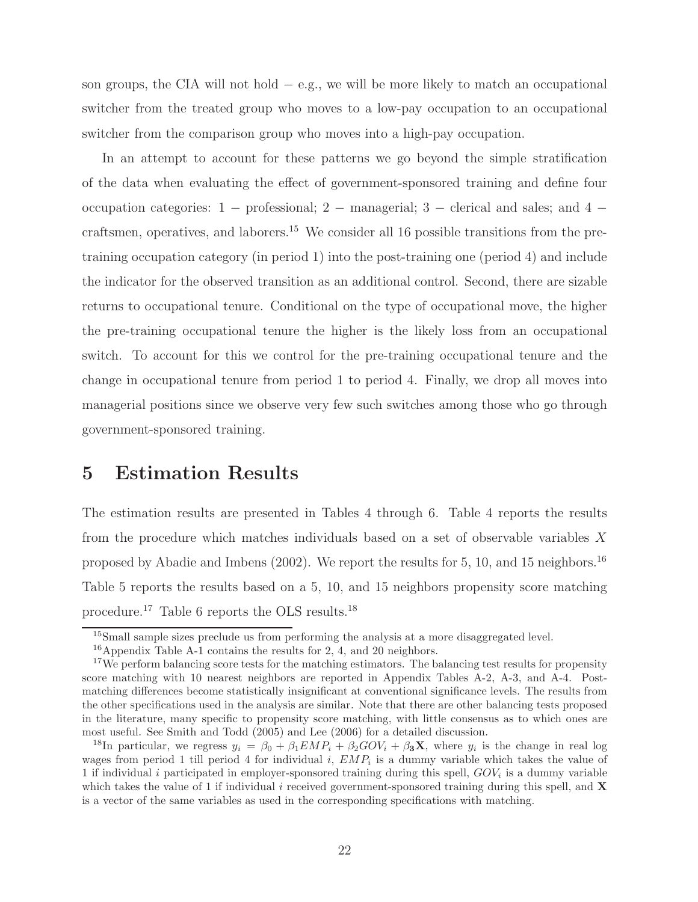son groups, the CIA will not hold − e.g., we will be more likely to match an occupational switcher from the treated group who moves to a low-pay occupation to an occupational switcher from the comparison group who moves into a high-pay occupation.

In an attempt to account for these patterns we go beyond the simple stratification of the data when evaluating the effect of government-sponsored training and define four occupation categories: 1 − professional; 2 − managerial; 3 − clerical and sales; and 4 − craftsmen, operatives, and laborers.[15] We consider all 16 possible transitions from the pre-training occupation category (in period 1) into the post-training one (period 4) and include the indicator for the observed transition as an additional control. Second, there are sizable returns to occupational tenure. Conditional on the type of occupational move, the higher the pre-training occupational tenure the higher is the likely loss from an occupational switch. To account for this we control for the pre-training occupational tenure and the change in occupational tenure from period 1 to period 4. Finally, we drop all moves into managerial positions since we observe very few such switches among those who go through government-sponsored training.

# 5 Estimation Results

The estimation results are presented in Tables 4 through 6. Table 4 reports the results from the procedure which matches individuals based on a set of observable variables $X$ proposed by Abadie and Imbens (2002). We report the results for 5, 10, and 15 neighbors.[16] Table 5 reports the results based on a 5, 10, and 15 neighbors propensity score matching procedure.[17] Table 6 reports the OLS results.[18]

[15] Small sample sizes preclude us from performing the analysis at a more disaggregated level.

[16] Appendix Table A-1 contains the results for 2, 4, and 20 neighbors.

[17] We perform balancing score tests for the matching estimators. The balancing test results for propensity score matching with 10 nearest neighbors are reported in Appendix Tables A-2, A-3, and A-4. Post-matching differences become statistically insignificant at conventional significance levels. The results from the other specifications used in the analysis are similar. Note that there are other balancing tests proposed in the literature, many specific to propensity score matching, with little consensus as to which ones are most useful. See Smith and Todd (2005) and Lee (2006) for a detailed discussion.

[18] In particular, we regress $y_i = \beta_0 + \beta_1 EMP_i + \beta_2 GOV_i + \beta_3 \mathbf{X}$, where $y_i$ is the change in real log wages from period 1 till period 4 for individual $i$, $EMP_i$ is a dummy variable which takes the value of 1 if individual $i$ participated in employer-sponsored training during this spell, $GOV_i$ is a dummy variable which takes the value of 1 if individual $i$ received government-sponsored training during this spell, and $\mathbf{X}$ is a vector of the same variables as used in the corresponding specifications with matching.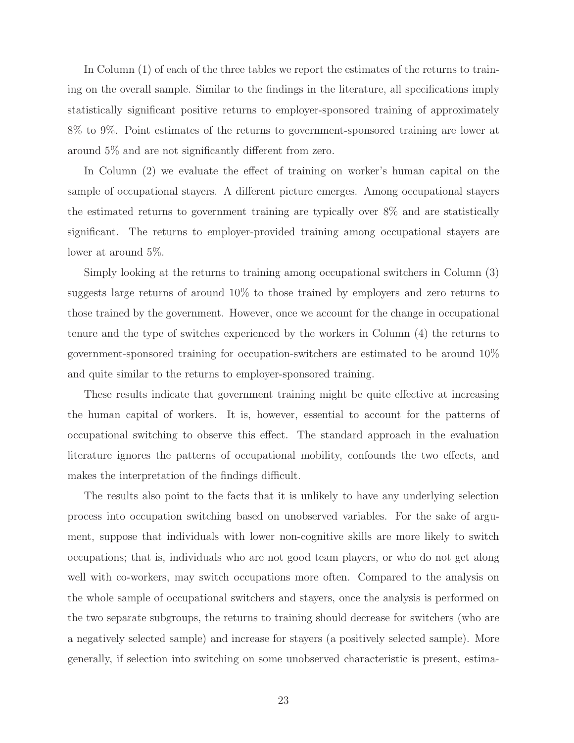In Column (1) of each of the three tables we report the estimates of the returns to training on the overall sample. Similar to the findings in the literature, all specifications imply statistically significant positive returns to employer-sponsored training of approximately 8% to 9%. Point estimates of the returns to government-sponsored training are lower at around 5% and are not significantly different from zero.

In Column (2) we evaluate the effect of training on worker's human capital on the sample of occupational stayers. A different picture emerges. Among occupational stayers the estimated returns to government training are typically over 8% and are statistically significant. The returns to employer-provided training among occupational stayers are lower at around 5%.

Simply looking at the returns to training among occupational switchers in Column (3) suggests large returns of around 10% to those trained by employers and zero returns to those trained by the government. However, once we account for the change in occupational tenure and the type of switches experienced by the workers in Column (4) the returns to government-sponsored training for occupation-switchers are estimated to be around 10% and quite similar to the returns to employer-sponsored training.

These results indicate that government training might be quite effective at increasing the human capital of workers. It is, however, essential to account for the patterns of occupational switching to observe this effect. The standard approach in the evaluation literature ignores the patterns of occupational mobility, confounds the two effects, and makes the interpretation of the findings difficult.

The results also point to the facts that it is unlikely to have any underlying selection process into occupation switching based on unobserved variables. For the sake of argument, suppose that individuals with lower non-cognitive skills are more likely to switch occupations; that is, individuals who are not good team players, or who do not get along well with co-workers, may switch occupations more often. Compared to the analysis on the whole sample of occupational switchers and stayers, once the analysis is performed on the two separate subgroups, the returns to training should decrease for switchers (who are a negatively selected sample) and increase for stayers (a positively selected sample). More generally, if selection into switching on some unobserved characteristic is present, estima-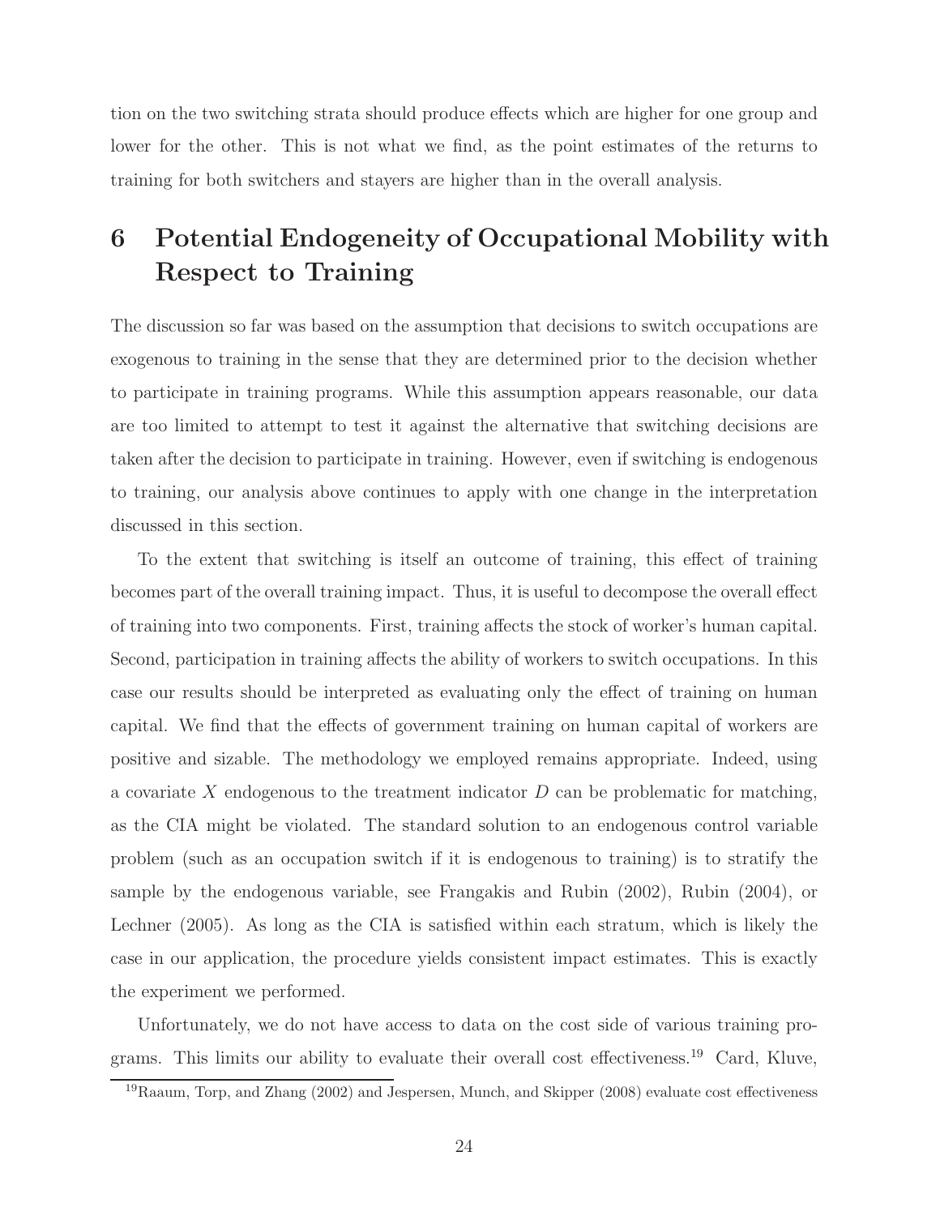tion on the two switching strata should produce effects which are higher for one group and lower for the other. This is not what we find, as the point estimates of the returns to training for both switchers and stayers are higher than in the overall analysis.

# 6 Potential Endogeneity of Occupational Mobility with Respect to Training

The discussion so far was based on the assumption that decisions to switch occupations are exogenous to training in the sense that they are determined prior to the decision whether to participate in training programs. While this assumption appears reasonable, our data are too limited to attempt to test it against the alternative that switching decisions are taken after the decision to participate in training. However, even if switching is endogenous to training, our analysis above continues to apply with one change in the interpretation discussed in this section.

To the extent that switching is itself an outcome of training, this effect of training becomes part of the overall training impact. Thus, it is useful to decompose the overall effect of training into two components. First, training affects the stock of worker's human capital. Second, participation in training affects the ability of workers to switch occupations. In this case our results should be interpreted as evaluating only the effect of training on human capital. We find that the effects of government training on human capital of workers are positive and sizable. The methodology we employed remains appropriate. Indeed, using a covariate $X$ endogenous to the treatment indicator $D$ can be problematic for matching, as the CIA might be violated. The standard solution to an endogenous control variable problem (such as an occupation switch if it is endogenous to training) is to stratify the sample by the endogenous variable, see Frangakis and Rubin (2002), Rubin (2004), or Lechner (2005). As long as the CIA is satisfied within each stratum, which is likely the case in our application, the procedure yields consistent impact estimates. This is exactly the experiment we performed.

Unfortunately, we do not have access to data on the cost side of various training programs. This limits our ability to evaluate their overall cost effectiveness.[19] Card, Kluve,

[19] Raaum, Torp, and Zhang (2002) and Jespersen, Munch, and Skipper (2008) evaluate cost effectiveness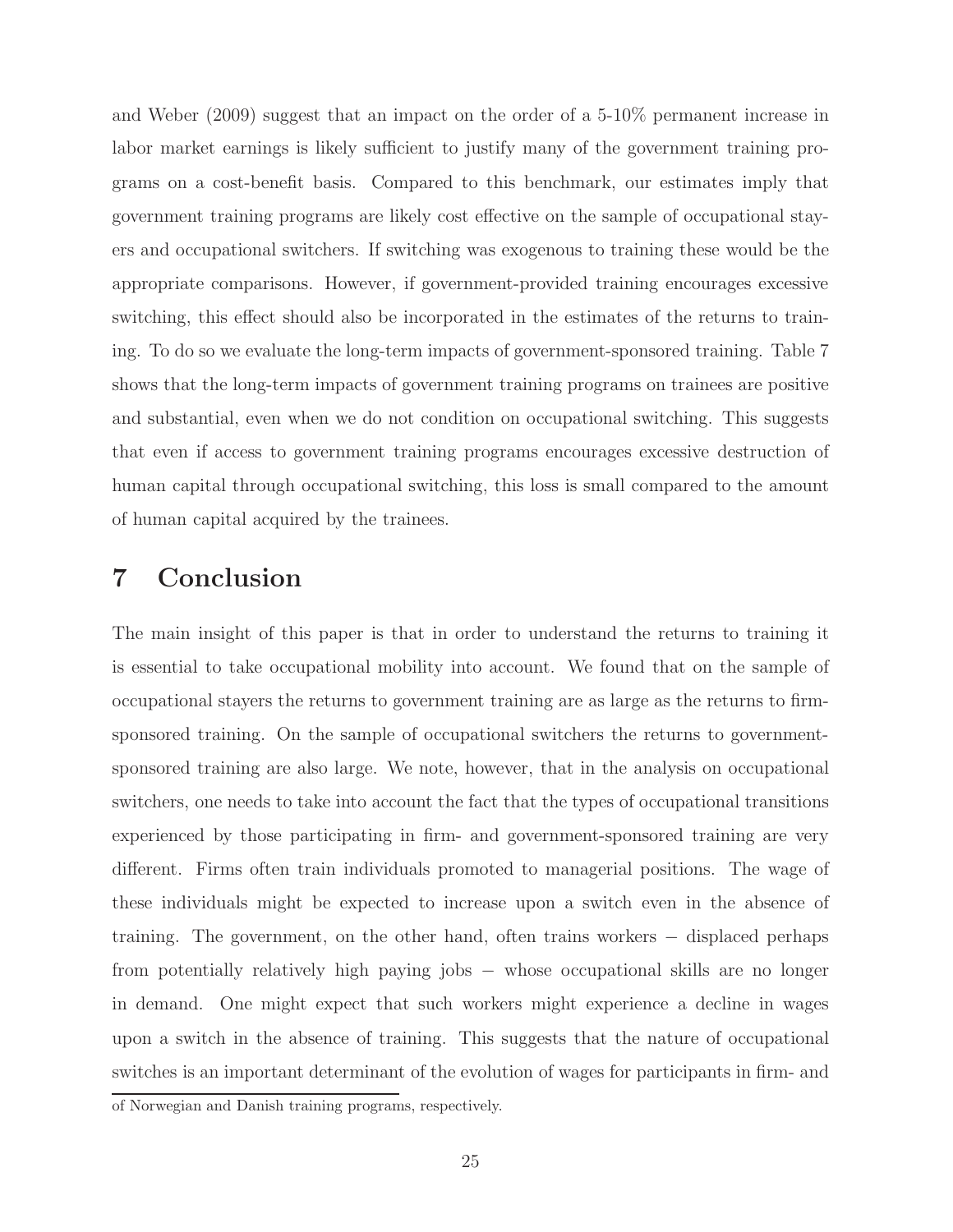and Weber (2009) suggest that an impact on the order of a 5-10% permanent increase in labor market earnings is likely sufficient to justify many of the government training programs on a cost-benefit basis. Compared to this benchmark, our estimates imply that government training programs are likely cost effective on the sample of occupational stayers and occupational switchers. If switching was exogenous to training these would be the appropriate comparisons. However, if government-provided training encourages excessive switching, this effect should also be incorporated in the estimates of the returns to training. To do so we evaluate the long-term impacts of government-sponsored training. Table 7 shows that the long-term impacts of government training programs on trainees are positive and substantial, even when we do not condition on occupational switching. This suggests that even if access to government training programs encourages excessive destruction of human capital through occupational switching, this loss is small compared to the amount of human capital acquired by the trainees.

# 7 Conclusion

The main insight of this paper is that in order to understand the returns to training it is essential to take occupational mobility into account. We found that on the sample of occupational stayers the returns to government training are as large as the returns to firm-sponsored training. On the sample of occupational switchers the returns to government-sponsored training are also large. We note, however, that in the analysis on occupational switchers, one needs to take into account the fact that the types of occupational transitions experienced by those participating in firm- and government-sponsored training are very different. Firms often train individuals promoted to managerial positions. The wage of these individuals might be expected to increase upon a switch even in the absence of training. The government, on the other hand, often trains workers − displaced perhaps from potentially relatively high paying jobs − whose occupational skills are no longer in demand. One might expect that such workers might experience a decline in wages upon a switch in the absence of training. This suggests that the nature of occupational switches is an important determinant of the evolution of wages for participants in firm- and

of Norwegian and Danish training programs, respectively.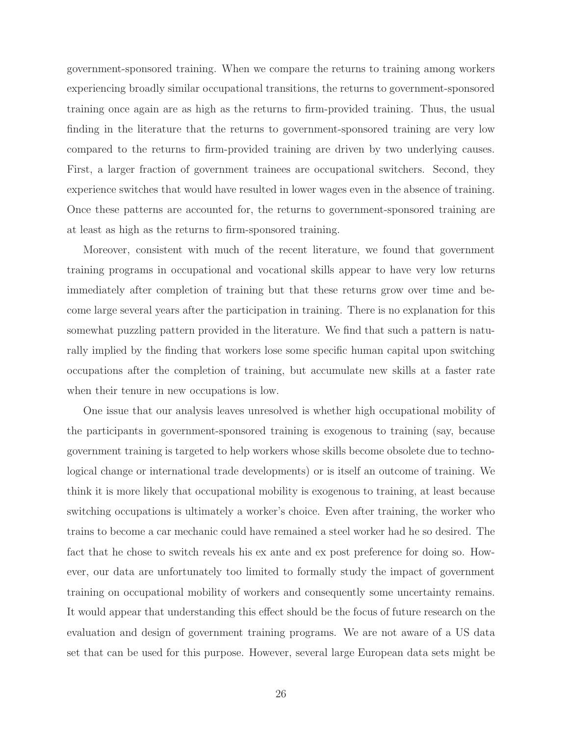government-sponsored training. When we compare the returns to training among workers experiencing broadly similar occupational transitions, the returns to government-sponsored training once again are as high as the returns to firm-provided training. Thus, the usual finding in the literature that the returns to government-sponsored training are very low compared to the returns to firm-provided training are driven by two underlying causes. First, a larger fraction of government trainees are occupational switchers. Second, they experience switches that would have resulted in lower wages even in the absence of training. Once these patterns are accounted for, the returns to government-sponsored training are at least as high as the returns to firm-sponsored training.

Moreover, consistent with much of the recent literature, we found that government training programs in occupational and vocational skills appear to have very low returns immediately after completion of training but that these returns grow over time and become large several years after the participation in training. There is no explanation for this somewhat puzzling pattern provided in the literature. We find that such a pattern is naturally implied by the finding that workers lose some specific human capital upon switching occupations after the completion of training, but accumulate new skills at a faster rate when their tenure in new occupations is low.

One issue that our analysis leaves unresolved is whether high occupational mobility of the participants in government-sponsored training is exogenous to training (say, because government training is targeted to help workers whose skills become obsolete due to technological change or international trade developments) or is itself an outcome of training. We think it is more likely that occupational mobility is exogenous to training, at least because switching occupations is ultimately a worker's choice. Even after training, the worker who trains to become a car mechanic could have remained a steel worker had he so desired. The fact that he chose to switch reveals his ex ante and ex post preference for doing so. However, our data are unfortunately too limited to formally study the impact of government training on occupational mobility of workers and consequently some uncertainty remains. It would appear that understanding this effect should be the focus of future research on the evaluation and design of government training programs. We are not aware of a US data set that can be used for this purpose. However, several large European data sets might be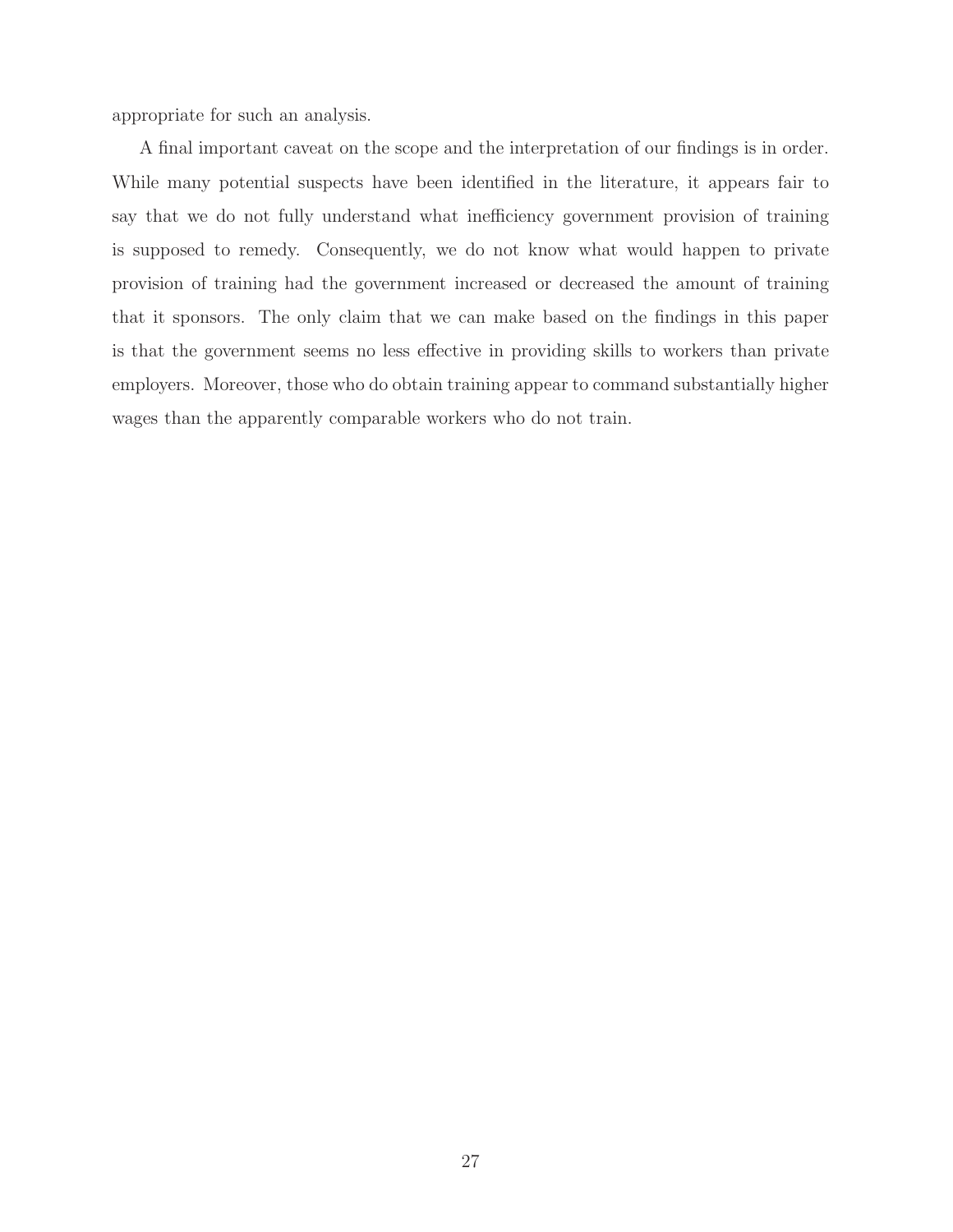appropriate for such an analysis.

A final important caveat on the scope and the interpretation of our findings is in order. While many potential suspects have been identified in the literature, it appears fair to say that we do not fully understand what inefficiency government provision of training is supposed to remedy. Consequently, we do not know what would happen to private provision of training had the government increased or decreased the amount of training that it sponsors. The only claim that we can make based on the findings in this paper is that the government seems no less effective in providing skills to workers than private employers. Moreover, those who do obtain training appear to command substantially higher wages than the apparently comparable workers who do not train.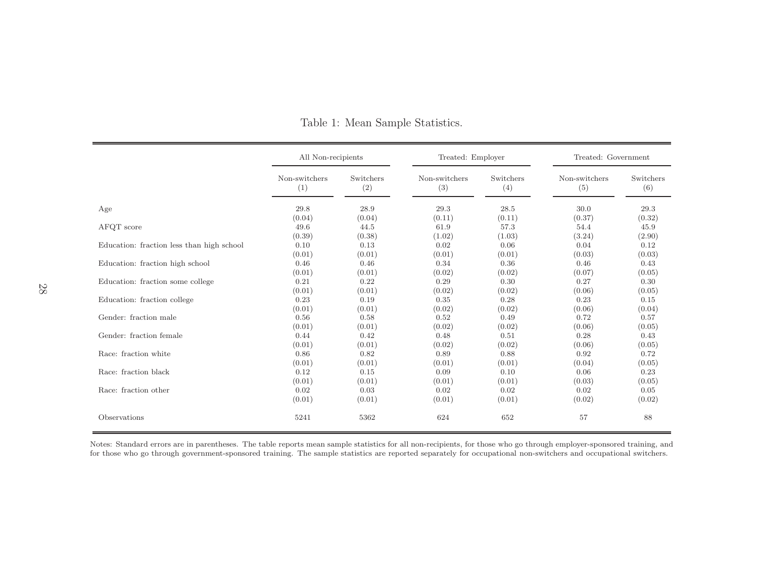Table 1: Mean Sample Statistics.

| | All Non-recipients | | Treated: Employer | | Treated: Government | |
|---|---|---|---|---|---|---|
| | Non-switchers (1) | Switchers (2) | Non-switchers (3) | Switchers (4) | Non-switchers (5) | Switchers (6) |
| Age | 29.8 | 28.9 | 29.3 | 28.5 | 30.0 | 29.3 |
| | (0.04) | (0.04) | (0.11) | (0.11) | (0.37) | (0.32) |
| AFQT score | 49.6 | 44.5 | 61.9 | 57.3 | 54.4 | 45.9 |
| | (0.39) | (0.38) | (1.02) | (1.03) | (3.24) | (2.90) |
| Education: fraction less than high school | 0.10 | 0.13 | 0.02 | 0.06 | 0.04 | 0.12 |
| | (0.01) | (0.01) | (0.01) | (0.01) | (0.03) | (0.03) |
| Education: fraction high school | 0.46 | 0.46 | 0.34 | 0.36 | 0.46 | 0.43 |
| | (0.01) | (0.01) | (0.02) | (0.02) | (0.07) | (0.05) |
| Education: fraction some college | 0.21 | 0.22 | 0.29 | 0.30 | 0.27 | 0.30 |
| | (0.01) | (0.01) | (0.02) | (0.02) | (0.06) | (0.05) |
| Education: fraction college | 0.23 | 0.19 | 0.35 | 0.28 | 0.23 | 0.15 |
| | (0.01) | (0.01) | (0.02) | (0.02) | (0.06) | (0.04) |
| Gender: fraction male | 0.56 | 0.58 | 0.52 | 0.49 | 0.72 | 0.57 |
| | (0.01) | (0.01) | (0.02) | (0.02) | (0.06) | (0.05) |
| Gender: fraction female | 0.44 | 0.42 | 0.48 | 0.51 | 0.28 | 0.43 |
| | (0.01) | (0.01) | (0.02) | (0.02) | (0.06) | (0.05) |
| Race: fraction white | 0.86 | 0.82 | 0.89 | 0.88 | 0.92 | 0.72 |
| | (0.01) | (0.01) | (0.01) | (0.01) | (0.04) | (0.05) |
| Race: fraction black | 0.12 | 0.15 | 0.09 | 0.10 | 0.06 | 0.23 |
| | (0.01) | (0.01) | (0.01) | (0.01) | (0.03) | (0.05) |
| Race: fraction other | 0.02 | 0.03 | 0.02 | 0.02 | 0.02 | 0.05 |
| | (0.01) | (0.01) | (0.01) | (0.01) | (0.02) | (0.02) |
| Observations | 5241 | 5362 | 624 | 652 | 57 | 88 |

Notes: Standard errors are in parentheses. The table reports mean sample statistics for all non-recipients, for those who go through employer-sponsored training, and for those who go through government-sponsored training. The sample statistics are reported separately for occupational non-switchers and occupational switchers.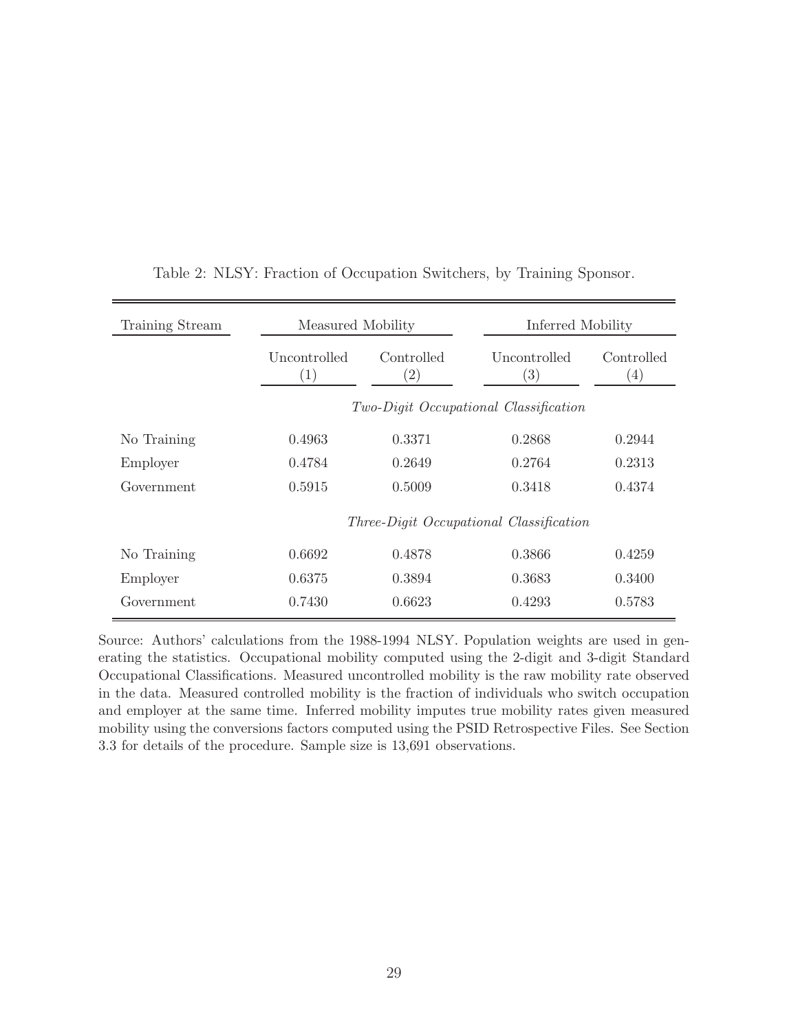Table 2: NLSY: Fraction of Occupation Switchers, by Training Sponsor.

| Training Stream | Measured Mobility | | Inferred Mobility | |
|---|---|---|---|---|
| | Uncontrolled (1) | Controlled (2) | Uncontrolled (3) | Controlled (4) |
| | *Two-Digit Occupational Classification* | | | |
| No Training | 0.4963 | 0.3371 | 0.2868 | 0.2944 |
| Employer | 0.4784 | 0.2649 | 0.2764 | 0.2313 |
| Government | 0.5915 | 0.5009 | 0.3418 | 0.4374 |
| | *Three-Digit Occupational Classification* | | | |
| No Training | 0.6692 | 0.4878 | 0.3866 | 0.4259 |
| Employer | 0.6375 | 0.3894 | 0.3683 | 0.3400 |
| Government | 0.7430 | 0.6623 | 0.4293 | 0.5783 |

Source: Authors' calculations from the 1988-1994 NLSY. Population weights are used in generating the statistics. Occupational mobility computed using the 2-digit and 3-digit Standard Occupational Classifications. Measured uncontrolled mobility is the raw mobility rate observed in the data. Measured controlled mobility is the fraction of individuals who switch occupation and employer at the same time. Inferred mobility imputes true mobility rates given measured mobility using the conversions factors computed using the PSID Retrospective Files. See Section 3.3 for details of the procedure. Sample size is 13,691 observations.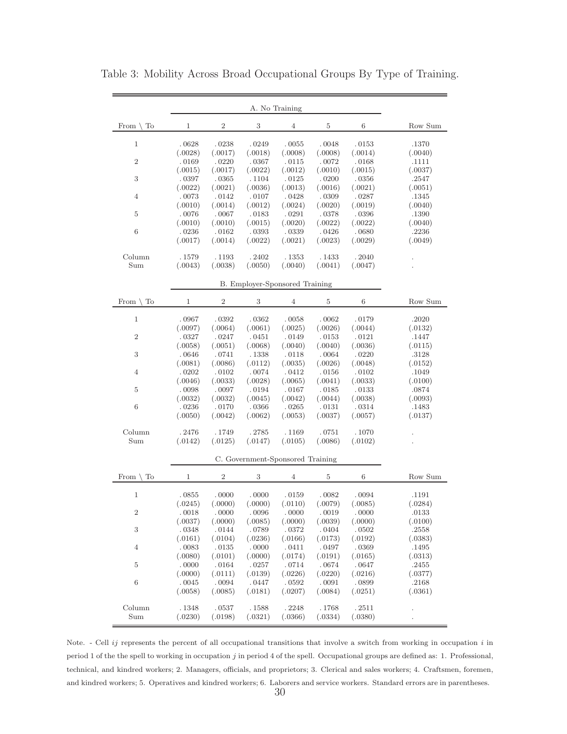Table 3: Mobility Across Broad Occupational Groups By Type of Training.

| | A. No Training | | | | | | |
|---|---|---|---|---|---|---|---|
| From \ To | 1 | 2 | 3 | 4 | 5 | 6 | Row Sum |
| 1 | .0628 | .0238 | .0249 | .0055 | .0048 | .0153 | .1370 |
| | (.0028) | (.0017) | (.0018) | (.0008) | (.0008) | (.0014) | (.0040) |
| 2 | .0169 | .0220 | .0367 | .0115 | .0072 | .0168 | .1111 |
| | (.0015) | (.0017) | (.0022) | (.0012) | (.0010) | (.0015) | (.0037) |
| 3 | .0397 | .0365 | .1104 | .0125 | .0200 | .0356 | .2547 |
| | (.0022) | (.0021) | (.0036) | (.0013) | (.0016) | (.0021) | (.0051) |
| 4 | .0073 | .0142 | .0107 | .0428 | .0309 | .0287 | .1345 |
| | (.0010) | (.0014) | (.0012) | (.0024) | (.0020) | (.0019) | (.0040) |
| 5 | .0076 | .0067 | .0183 | .0291 | .0378 | .0396 | .1390 |
| | (.0010) | (.0010) | (.0015) | (.0020) | (.0022) | (.0022) | (.0040) |
| 6 | .0236 | .0162 | .0393 | .0339 | .0426 | .0680 | .2236 |
| | (.0017) | (.0014) | (.0022) | (.0021) | (.0023) | (.0029) | (.0049) |
| Column Sum | .1579 | .1193 | .2402 | .1353 | .1433 | .2040 | . |
| | (.0043) | (.0038) | (.0050) | (.0040) | (.0041) | (.0047) | . |
| | B. Employer-Sponsored Training | | | | | | |
| From \ To | 1 | 2 | 3 | 4 | 5 | 6 | Row Sum |
| 1 | .0967 | .0392 | .0362 | .0058 | .0062 | .0179 | .2020 |
| | (.0097) | (.0064) | (.0061) | (.0025) | (.0026) | (.0044) | (.0132) |
| 2 | .0327 | .0247 | .0451 | .0149 | .0153 | .0121 | .1447 |
| | (.0058) | (.0051) | (.0068) | (.0040) | (.0040) | (.0036) | (.0115) |
| 3 | .0646 | .0741 | .1338 | .0118 | .0064 | .0220 | .3128 |
| | (.0081) | (.0086) | (.0112) | (.0035) | (.0026) | (.0048) | (.0152) |
| 4 | .0202 | .0102 | .0074 | .0412 | .0156 | .0102 | .1049 |
| | (.0046) | (.0033) | (.0028) | (.0065) | (.0041) | (.0033) | (.0100) |
| 5 | .0098 | .0097 | .0194 | .0167 | .0185 | .0133 | .0874 |
| | (.0032) | (.0032) | (.0045) | (.0042) | (.0044) | (.0038) | (.0093) |
| 6 | .0236 | .0170 | .0366 | .0265 | .0131 | .0314 | .1483 |
| | (.0050) | (.0042) | (.0062) | (.0053) | (.0037) | (.0057) | (.0137) |
| Column Sum | .2476 | .1749 | .2785 | .1169 | .0751 | .1070 | . |
| | (.0142) | (.0125) | (.0147) | (.0105) | (.0086) | (.0102) | . |
| | C. Government-Sponsored Training | | | | | | |
| From \ To | 1 | 2 | 3 | 4 | 5 | 6 | Row Sum |
| 1 | .0855 | .0000 | .0000 | .0159 | .0082 | .0094 | .1191 |
| | (.0245) | (.0000) | (.0000) | (.0110) | (.0079) | (.0085) | (.0284) |
| 2 | .0018 | .0000 | .0096 | .0000 | .0019 | .0000 | .0133 |
| | (.0037) | (.0000) | (.0085) | (.0000) | (.0039) | (.0000) | (.0100) |
| 3 | .0348 | .0144 | .0789 | .0372 | .0404 | .0502 | .2558 |
| | (.0161) | (.0104) | (.0236) | (.0166) | (.0173) | (.0192) | (.0383) |
| 4 | .0083 | .0135 | .0000 | .0411 | .0497 | .0369 | .1495 |
| | (.0080) | (.0101) | (.0000) | (.0174) | (.0191) | (.0165) | (.0313) |
| 5 | .0000 | .0164 | .0257 | .0714 | .0674 | .0647 | .2455 |
| | (.0000) | (.0111) | (.0139) | (.0226) | (.0220) | (.0216) | (.0377) |
| 6 | .0045 | .0094 | .0447 | .0592 | .0091 | .0899 | .2168 |
| | (.0058) | (.0085) | (.0181) | (.0207) | (.0084) | (.0251) | (.0361) |
| Column Sum | .1348 | .0537 | .1588 | .2248 | .1768 | .2511 | . |
| | (.0230) | (.0198) | (.0321) | (.0366) | (.0334) | (.0380) | . |

Note. - Cell $ij$ represents the percent of all occupational transitions that involve a switch from working in occupation $i$ in period 1 of the the spell to working in occupation $j$ in period 4 of the spell. Occupational groups are defined as: 1. Professional, technical, and kindred workers; 2. Managers, officials, and proprietors; 3. Clerical and sales workers; 4. Craftsmen, foremen, and kindred workers; 5. Operatives and kindred workers; 6. Laborers and service workers. Standard errors are in parentheses.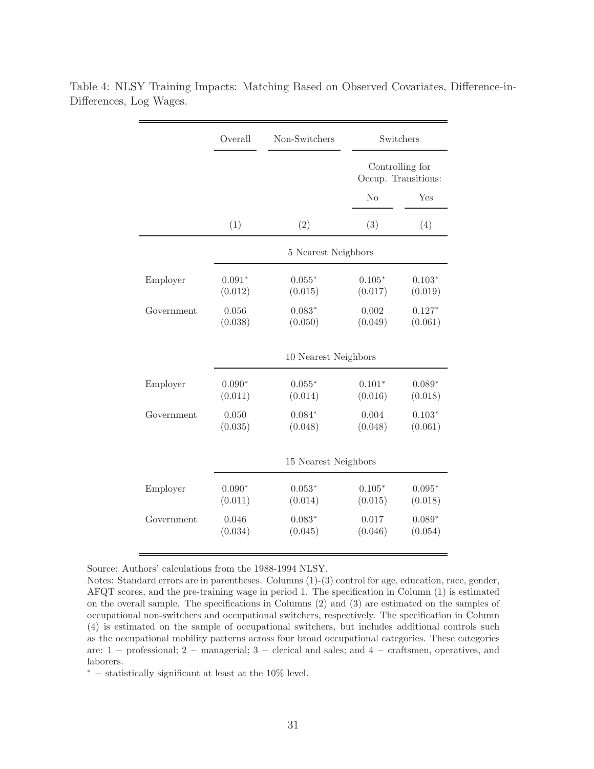Table 4: NLSY Training Impacts: Matching Based on Observed Covariates, Difference-in-Differences, Log Wages.

| | Overall | Non-Switchers | Switchers | |
|---|---|---|---|---|
| | | | Controlling for Occup. Transitions: | |
| | | | No | Yes |
| | (1) | (2) | (3) | (4) |
| | **5 Nearest Neighbors** | | | |
| Employer | $0.091^*$ | $0.055^*$ | $0.105^*$ | $0.103^*$ |
| | (0.012) | (0.015) | (0.017) | (0.019) |
| Government | 0.056 | $0.083^*$ | 0.002 | $0.127^*$ |
| | (0.038) | (0.050) | (0.049) | (0.061) |
| | **10 Nearest Neighbors** | | | |
| Employer | $0.090^*$ | $0.055^*$ | $0.101^*$ | $0.089^*$ |
| | (0.011) | (0.014) | (0.016) | (0.018) |
| Government | 0.050 | $0.084^*$ | 0.004 | $0.103^*$ |
| | (0.035) | (0.048) | (0.048) | (0.061) |
| | **15 Nearest Neighbors** | | | |
| Employer | $0.090^*$ | $0.053^*$ | $0.105^*$ | $0.095^*$ |
| | (0.011) | (0.014) | (0.015) | (0.018) |
| Government | 0.046 | $0.083^*$ | 0.017 | $0.089^*$ |
| | (0.034) | (0.045) | (0.046) | (0.054) |

Source: Authors' calculations from the 1988-1994 NLSY.

Notes: Standard errors are in parentheses. Columns (1)-(3) control for age, education, race, gender, AFQT scores, and the pre-training wage in period 1. The specification in Column (1) is estimated on the overall sample. The specifications in Columns (2) and (3) are estimated on the samples of occupational non-switchers and occupational switchers, respectively. The specification in Column (4) is estimated on the sample of occupational switchers, but includes additional controls such as the occupational mobility patterns across four broad occupational categories. These categories are: 1 − professional; 2 − managerial; 3 − clerical and sales; and 4 − craftsmen, operatives, and laborers.

$^*$ − statistically significant at least at the 10% level.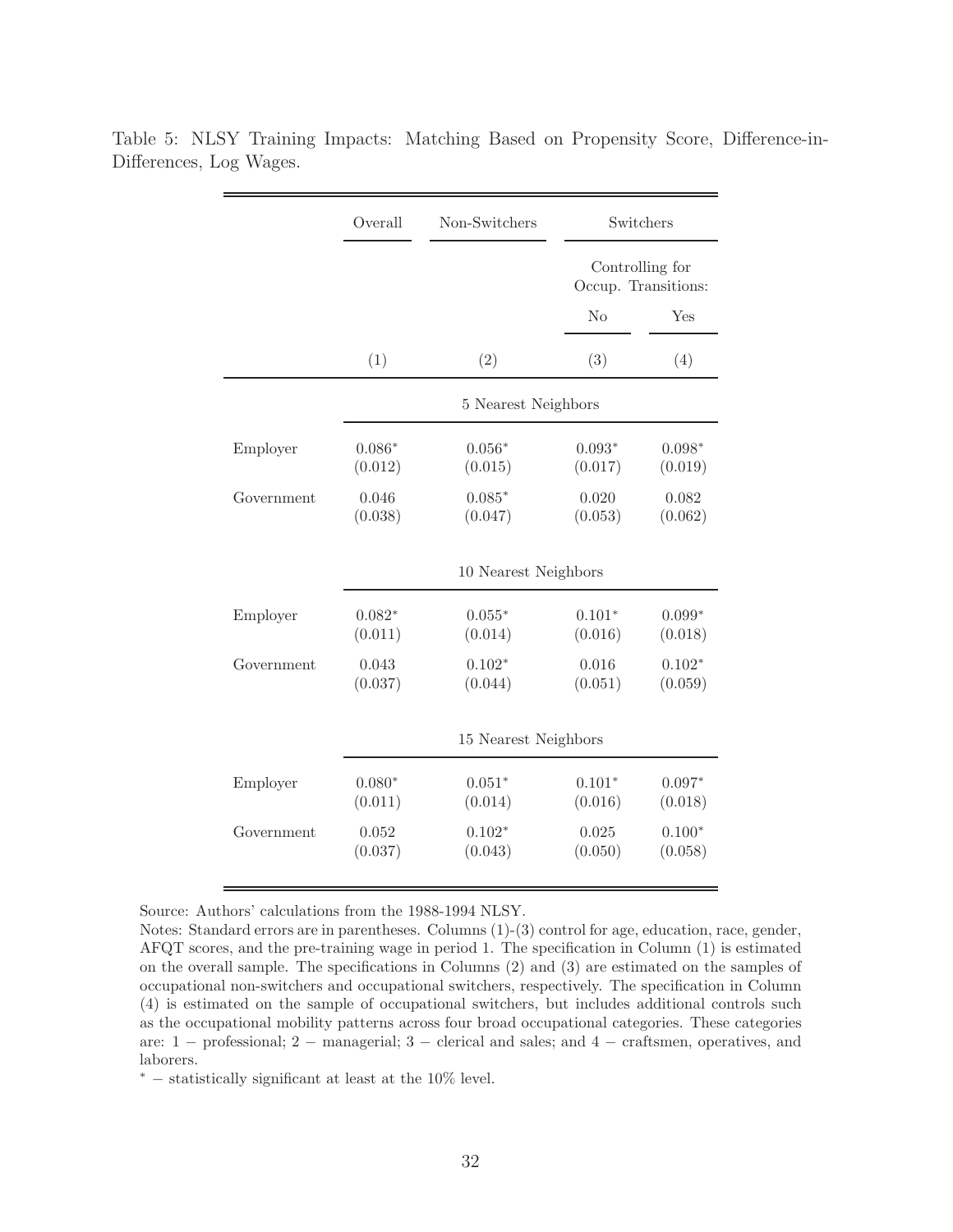Table 5: NLSY Training Impacts: Matching Based on Propensity Score, Difference-in-Differences, Log Wages.

| | Overall | Non-Switchers | Switchers | |
|---|---|---|---|---|
| | | | Controlling for Occup. Transitions: | |
| | | | No | Yes |
| | (1) | (2) | (3) | (4) |
| | 5 Nearest Neighbors | | | |
| Employer | 0.086* | 0.056* | 0.093* | 0.098* |
| | (0.012) | (0.015) | (0.017) | (0.019) |
| Government | 0.046 | 0.085* | 0.020 | 0.082 |
| | (0.038) | (0.047) | (0.053) | (0.062) |
| | 10 Nearest Neighbors | | | |
| Employer | 0.082* | 0.055* | 0.101* | 0.099* |
| | (0.011) | (0.014) | (0.016) | (0.018) |
| Government | 0.043 | 0.102* | 0.016 | 0.102* |
| | (0.037) | (0.044) | (0.051) | (0.059) |
| | 15 Nearest Neighbors | | | |
| Employer | 0.080* | 0.051* | 0.101* | 0.097* |
| | (0.011) | (0.014) | (0.016) | (0.018) |
| Government | 0.052 | 0.102* | 0.025 | 0.100* |
| | (0.037) | (0.043) | (0.050) | (0.058) |

Source: Authors' calculations from the 1988-1994 NLSY.

Notes: Standard errors are in parentheses. Columns (1)-(3) control for age, education, race, gender, AFQT scores, and the pre-training wage in period 1. The specification in Column (1) is estimated on the overall sample. The specifications in Columns (2) and (3) are estimated on the samples of occupational non-switchers and occupational switchers, respectively. The specification in Column (4) is estimated on the sample of occupational switchers, but includes additional controls such as the occupational mobility patterns across four broad occupational categories. These categories are: 1 − professional; 2 − managerial; 3 − clerical and sales; and 4 − craftsmen, operatives, and laborers.

* − statistically significant at least at the 10% level.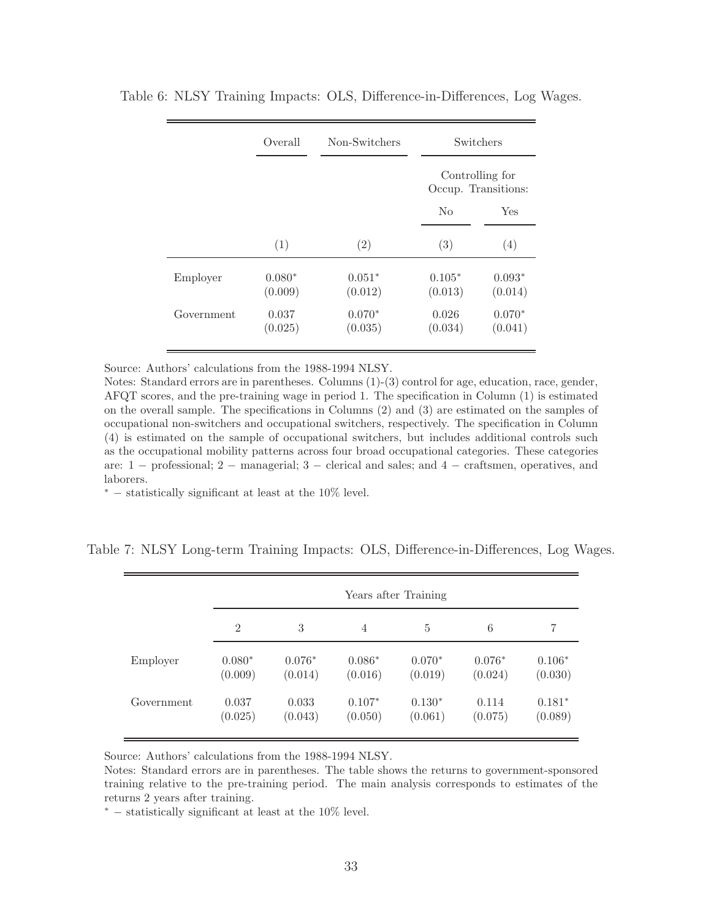Table 6: NLSY Training Impacts: OLS, Difference-in-Differences, Log Wages.

| | Overall | Non-Switchers | Switchers | |
|---|---|---|---|---|
| | | | Controlling for Occup. Transitions: | |
| | | | No | Yes |
| | (1) | (2) | (3) | (4) |
| Employer | 0.080* | 0.051* | 0.105* | 0.093* |
| | (0.009) | (0.012) | (0.013) | (0.014) |
| Government | 0.037 | 0.070* | 0.026 | 0.070* |
| | (0.025) | (0.035) | (0.034) | (0.041) |

Source: Authors' calculations from the 1988-1994 NLSY.

Notes: Standard errors are in parentheses. Columns (1)-(3) control for age, education, race, gender, AFQT scores, and the pre-training wage in period 1. The specification in Column (1) is estimated on the overall sample. The specifications in Columns (2) and (3) are estimated on the samples of occupational non-switchers and occupational switchers, respectively. The specification in Column (4) is estimated on the sample of occupational switchers, but includes additional controls such as the occupational mobility patterns across four broad occupational categories. These categories are: 1 − professional; 2 − managerial; 3 − clerical and sales; and 4 − craftsmen, operatives, and laborers.

* − statistically significant at least at the 10% level.

Table 7: NLSY Long-term Training Impacts: OLS, Difference-in-Differences, Log Wages.

| | Years after Training | | | | | |
|---|---|---|---|---|---|---|
| | 2 | 3 | 4 | 5 | 6 | 7 |
| Employer | 0.080* | 0.076* | 0.086* | 0.070* | 0.076* | 0.106* |
| | (0.009) | (0.014) | (0.016) | (0.019) | (0.024) | (0.030) |
| Government | 0.037 | 0.033 | 0.107* | 0.130* | 0.114 | 0.181* |
| | (0.025) | (0.043) | (0.050) | (0.061) | (0.075) | (0.089) |

Source: Authors' calculations from the 1988-1994 NLSY.

Notes: Standard errors are in parentheses. The table shows the returns to government-sponsored training relative to the pre-training period. The main analysis corresponds to estimates of the returns 2 years after training.

* − statistically significant at least at the 10% level.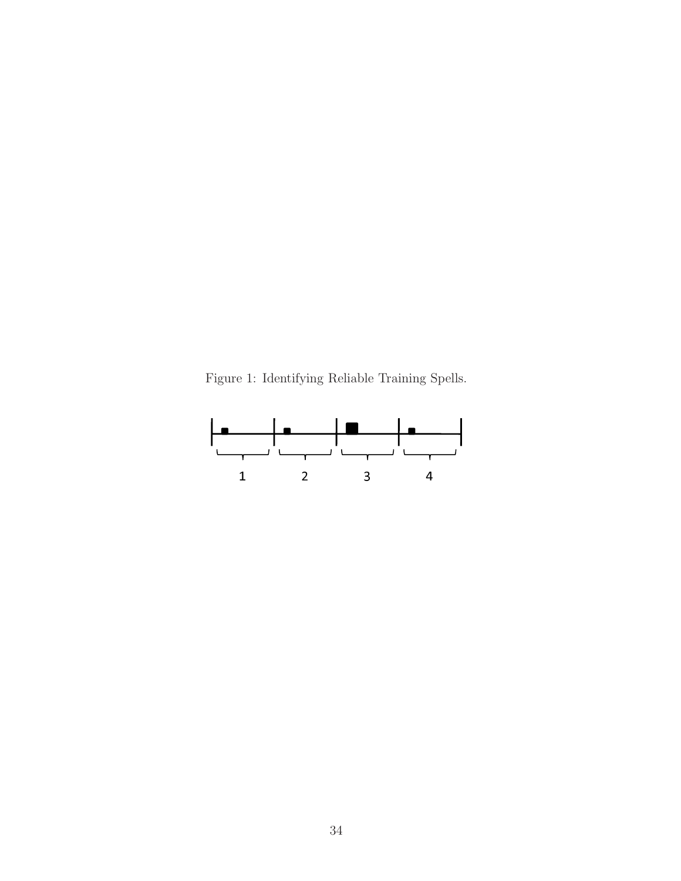Figure 1: Identifying Reliable Training Spells.

1 2 3 4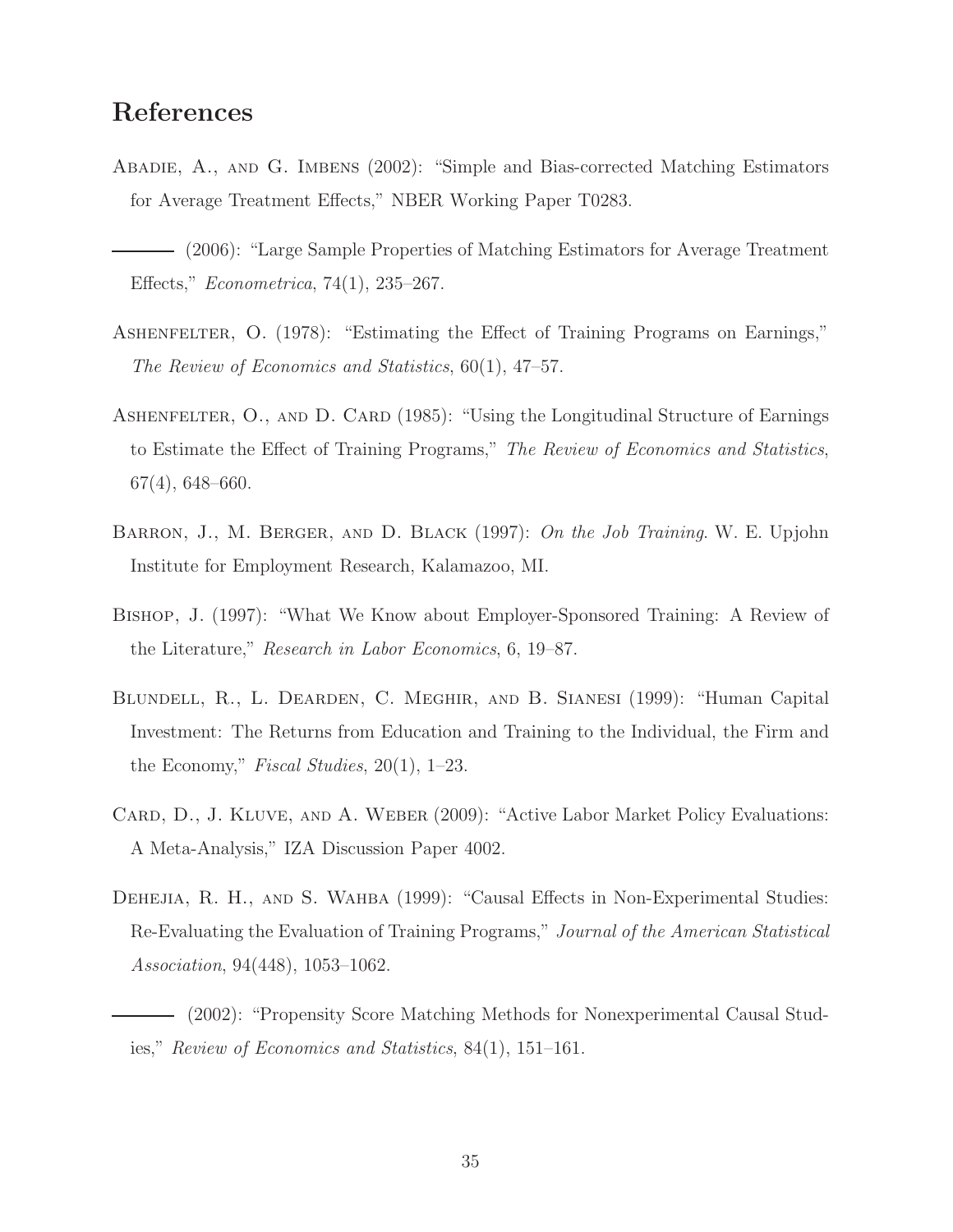## References

Abadie, A., and G. Imbens (2002): "Simple and Bias-corrected Matching Estimators for Average Treatment Effects," NBER Working Paper T0283.

——— (2006): "Large Sample Properties of Matching Estimators for Average Treatment Effects," *Econometrica*, 74(1), 235–267.

Ashenfelter, O. (1978): "Estimating the Effect of Training Programs on Earnings," *The Review of Economics and Statistics*, 60(1), 47–57.

Ashenfelter, O., and D. Card (1985): "Using the Longitudinal Structure of Earnings to Estimate the Effect of Training Programs," *The Review of Economics and Statistics*, 67(4), 648–660.

Barron, J., M. Berger, and D. Black (1997): *On the Job Training*. W. E. Upjohn Institute for Employment Research, Kalamazoo, MI.

Bishop, J. (1997): "What We Know about Employer-Sponsored Training: A Review of the Literature," *Research in Labor Economics*, 6, 19–87.

Blundell, R., L. Dearden, C. Meghir, and B. Sianesi (1999): "Human Capital Investment: The Returns from Education and Training to the Individual, the Firm and the Economy," *Fiscal Studies*, 20(1), 1–23.

Card, D., J. Kluve, and A. Weber (2009): "Active Labor Market Policy Evaluations: A Meta-Analysis," IZA Discussion Paper 4002.

Dehejia, R. H., and S. Wahba (1999): "Causal Effects in Non-Experimental Studies: Re-Evaluating the Evaluation of Training Programs," *Journal of the American Statistical Association*, 94(448), 1053–1062.

——— (2002): "Propensity Score Matching Methods for Nonexperimental Causal Studies," *Review of Economics and Statistics*, 84(1), 151–161.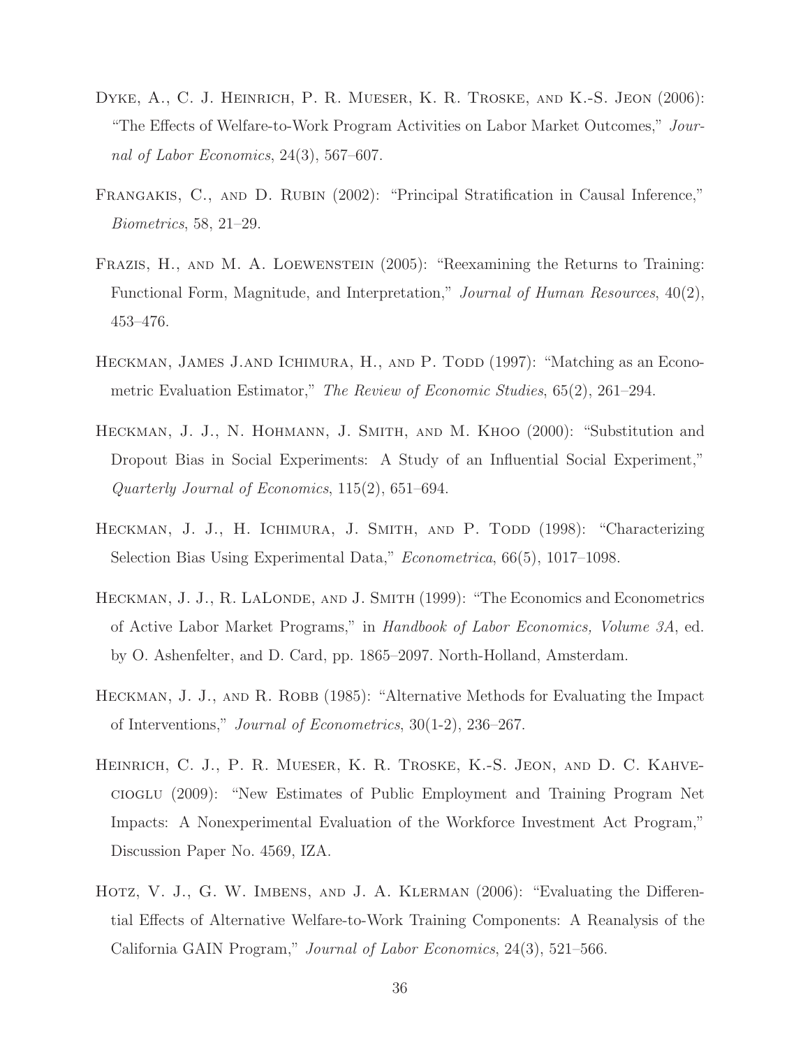Dyke, A., C. J. Heinrich, P. R. Mueser, K. R. Troske, and K.-S. Jeon (2006): "The Effects of Welfare-to-Work Program Activities on Labor Market Outcomes," *Journal of Labor Economics*, 24(3), 567–607.

Frangakis, C., and D. Rubin (2002): "Principal Stratification in Causal Inference," *Biometrics*, 58, 21–29.

Frazis, H., and M. A. Loewenstein (2005): "Reexamining the Returns to Training: Functional Form, Magnitude, and Interpretation," *Journal of Human Resources*, 40(2), 453–476.

Heckman, James J.and Ichimura, H., and P. Todd (1997): "Matching as an Econometric Evaluation Estimator," *The Review of Economic Studies*, 65(2), 261–294.

Heckman, J. J., N. Hohmann, J. Smith, and M. Khoo (2000): "Substitution and Dropout Bias in Social Experiments: A Study of an Influential Social Experiment," *Quarterly Journal of Economics*, 115(2), 651–694.

Heckman, J. J., H. Ichimura, J. Smith, and P. Todd (1998): "Characterizing Selection Bias Using Experimental Data," *Econometrica*, 66(5), 1017–1098.

Heckman, J. J., R. LaLonde, and J. Smith (1999): "The Economics and Econometrics of Active Labor Market Programs," in *Handbook of Labor Economics, Volume 3A*, ed. by O. Ashenfelter, and D. Card, pp. 1865–2097. North-Holland, Amsterdam.

Heckman, J. J., and R. Robb (1985): "Alternative Methods for Evaluating the Impact of Interventions," *Journal of Econometrics*, 30(1-2), 236–267.

Heinrich, C. J., P. R. Mueser, K. R. Troske, K.-S. Jeon, and D. C. Kahvecioglu (2009): "New Estimates of Public Employment and Training Program Net Impacts: A Nonexperimental Evaluation of the Workforce Investment Act Program," Discussion Paper No. 4569, IZA.

Hotz, V. J., G. W. Imbens, and J. A. Klerman (2006): "Evaluating the Differential Effects of Alternative Welfare-to-Work Training Components: A Reanalysis of the California GAIN Program," *Journal of Labor Economics*, 24(3), 521–566.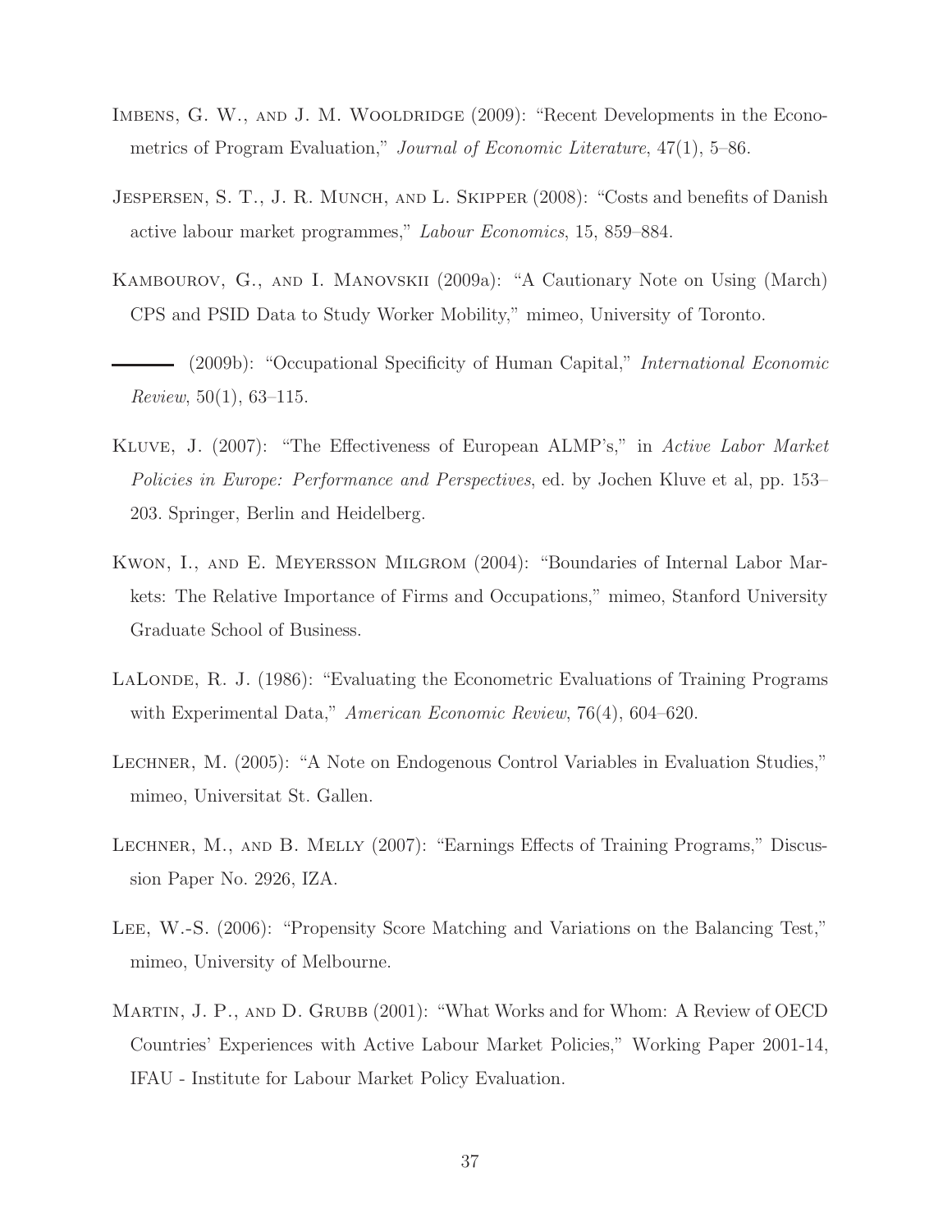Imbens, G. W., and J. M. Wooldridge (2009): "Recent Developments in the Econometrics of Program Evaluation," *Journal of Economic Literature*, 47(1), 5–86.

Jespersen, S. T., J. R. Munch, and L. Skipper (2008): "Costs and benefits of Danish active labour market programmes," *Labour Economics*, 15, 859–884.

Kambourov, G., and I. Manovskii (2009a): "A Cautionary Note on Using (March) CPS and PSID Data to Study Worker Mobility," mimeo, University of Toronto.

——— (2009b): "Occupational Specificity of Human Capital," *International Economic Review*, 50(1), 63–115.

Kluve, J. (2007): "The Effectiveness of European ALMP's," in *Active Labor Market Policies in Europe: Performance and Perspectives*, ed. by Jochen Kluve et al, pp. 153–203. Springer, Berlin and Heidelberg.

Kwon, I., and E. Meyersson Milgrom (2004): "Boundaries of Internal Labor Markets: The Relative Importance of Firms and Occupations," mimeo, Stanford University Graduate School of Business.

LaLonde, R. J. (1986): "Evaluating the Econometric Evaluations of Training Programs with Experimental Data," *American Economic Review*, 76(4), 604–620.

Lechner, M. (2005): "A Note on Endogenous Control Variables in Evaluation Studies," mimeo, Universitat St. Gallen.

Lechner, M., and B. Melly (2007): "Earnings Effects of Training Programs," Discussion Paper No. 2926, IZA.

Lee, W.-S. (2006): "Propensity Score Matching and Variations on the Balancing Test," mimeo, University of Melbourne.

Martin, J. P., and D. Grubb (2001): "What Works and for Whom: A Review of OECD Countries' Experiences with Active Labour Market Policies," Working Paper 2001-14, IFAU - Institute for Labour Market Policy Evaluation.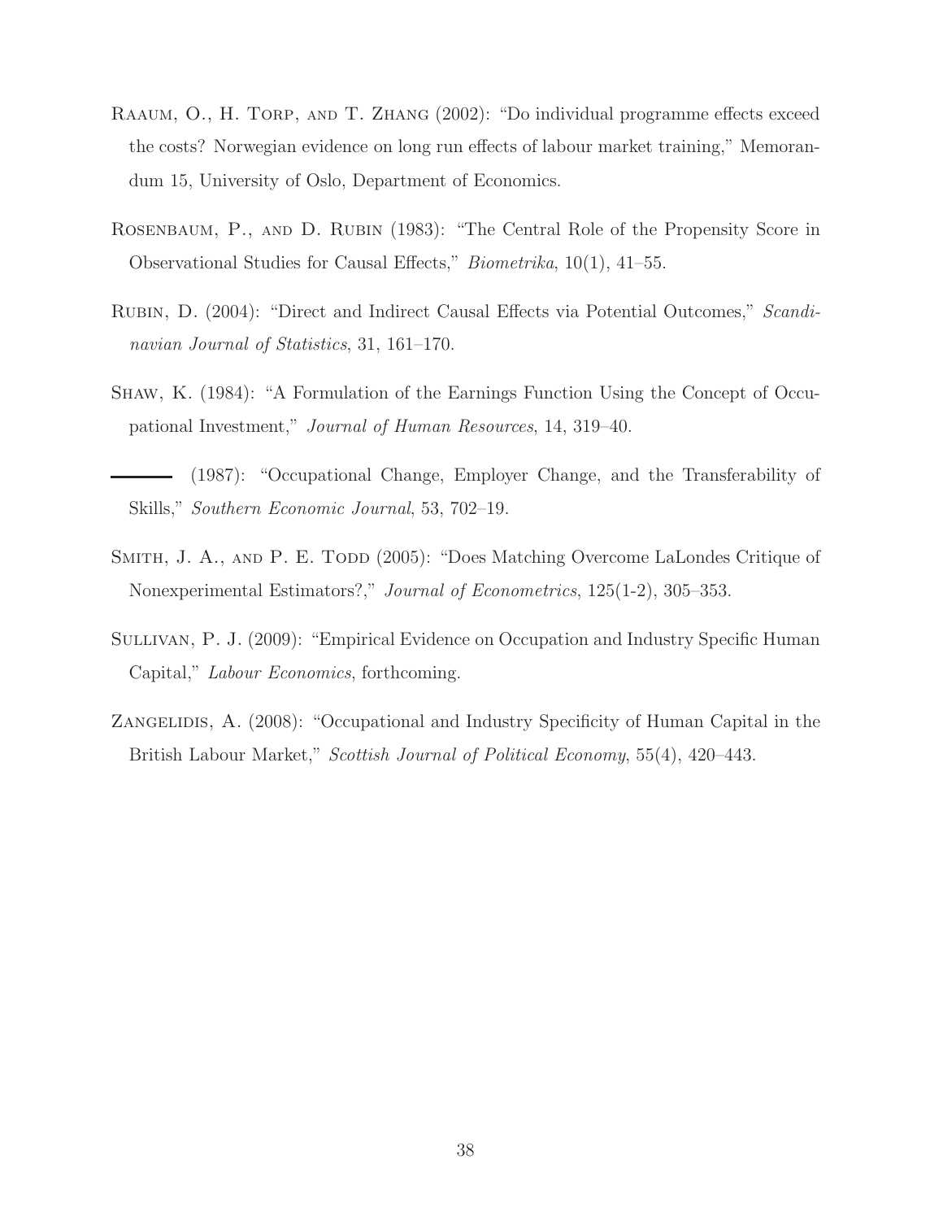Raaum, O., H. Torp, and T. Zhang (2002): "Do individual programme effects exceed the costs? Norwegian evidence on long run effects of labour market training," Memorandum 15, University of Oslo, Department of Economics.

Rosenbaum, P., and D. Rubin (1983): "The Central Role of the Propensity Score in Observational Studies for Causal Effects," *Biometrika*, 10(1), 41–55.

Rubin, D. (2004): "Direct and Indirect Causal Effects via Potential Outcomes," *Scandinavian Journal of Statistics*, 31, 161–170.

Shaw, K. (1984): "A Formulation of the Earnings Function Using the Concept of Occupational Investment," *Journal of Human Resources*, 14, 319–40.

——— (1987): "Occupational Change, Employer Change, and the Transferability of Skills," *Southern Economic Journal*, 53, 702–19.

Smith, J. A., and P. E. Todd (2005): "Does Matching Overcome LaLondes Critique of Nonexperimental Estimators?," *Journal of Econometrics*, 125(1-2), 305–353.

Sullivan, P. J. (2009): "Empirical Evidence on Occupation and Industry Specific Human Capital," *Labour Economics*, forthcoming.

Zangelidis, A. (2008): "Occupational and Industry Specificity of Human Capital in the British Labour Market," *Scottish Journal of Political Economy*, 55(4), 420–443.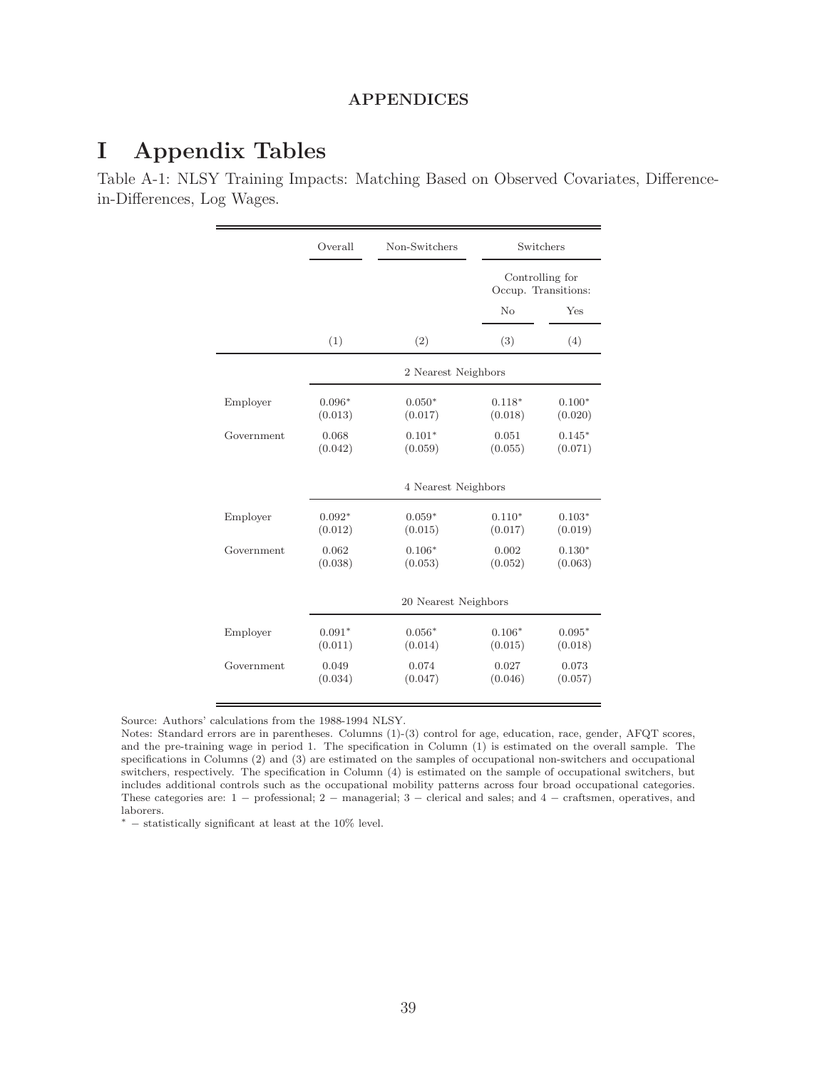APPENDICES

# I Appendix Tables

Table A-1: NLSY Training Impacts: Matching Based on Observed Covariates, Difference-in-Differences, Log Wages.

| | Overall | Non-Switchers | Switchers | |
|---|---|---|---|---|
| | | | Controlling for Occup. Transitions: | |
| | | | No | Yes |
| | (1) | (2) | (3) | (4) |
| | | 2 Nearest Neighbors | | |
| Employer | 0.096* | 0.050* | 0.118* | 0.100* |
| | (0.013) | (0.017) | (0.018) | (0.020) |
| Government | 0.068 | 0.101* | 0.051 | 0.145* |
| | (0.042) | (0.059) | (0.055) | (0.071) |
| | | 4 Nearest Neighbors | | |
| Employer | 0.092* | 0.059* | 0.110* | 0.103* |
| | (0.012) | (0.015) | (0.017) | (0.019) |
| Government | 0.062 | 0.106* | 0.002 | 0.130* |
| | (0.038) | (0.053) | (0.052) | (0.063) |
| | | 20 Nearest Neighbors | | |
| Employer | 0.091* | 0.056* | 0.106* | 0.095* |
| | (0.011) | (0.014) | (0.015) | (0.018) |
| Government | 0.049 | 0.074 | 0.027 | 0.073 |
| | (0.034) | (0.047) | (0.046) | (0.057) |

Source: Authors' calculations from the 1988-1994 NLSY.

Notes: Standard errors are in parentheses. Columns (1)-(3) control for age, education, race, gender, AFQT scores, and the pre-training wage in period 1. The specification in Column (1) is estimated on the overall sample. The specifications in Columns (2) and (3) are estimated on the samples of occupational non-switchers and occupational switchers, respectively. The specification in Column (4) is estimated on the sample of occupational switchers, but includes additional controls such as the occupational mobility patterns across four broad occupational categories. These categories are: 1 − professional; 2 − managerial; 3 − clerical and sales; and 4 − craftsmen, operatives, and laborers.

* − statistically significant at least at the 10% level.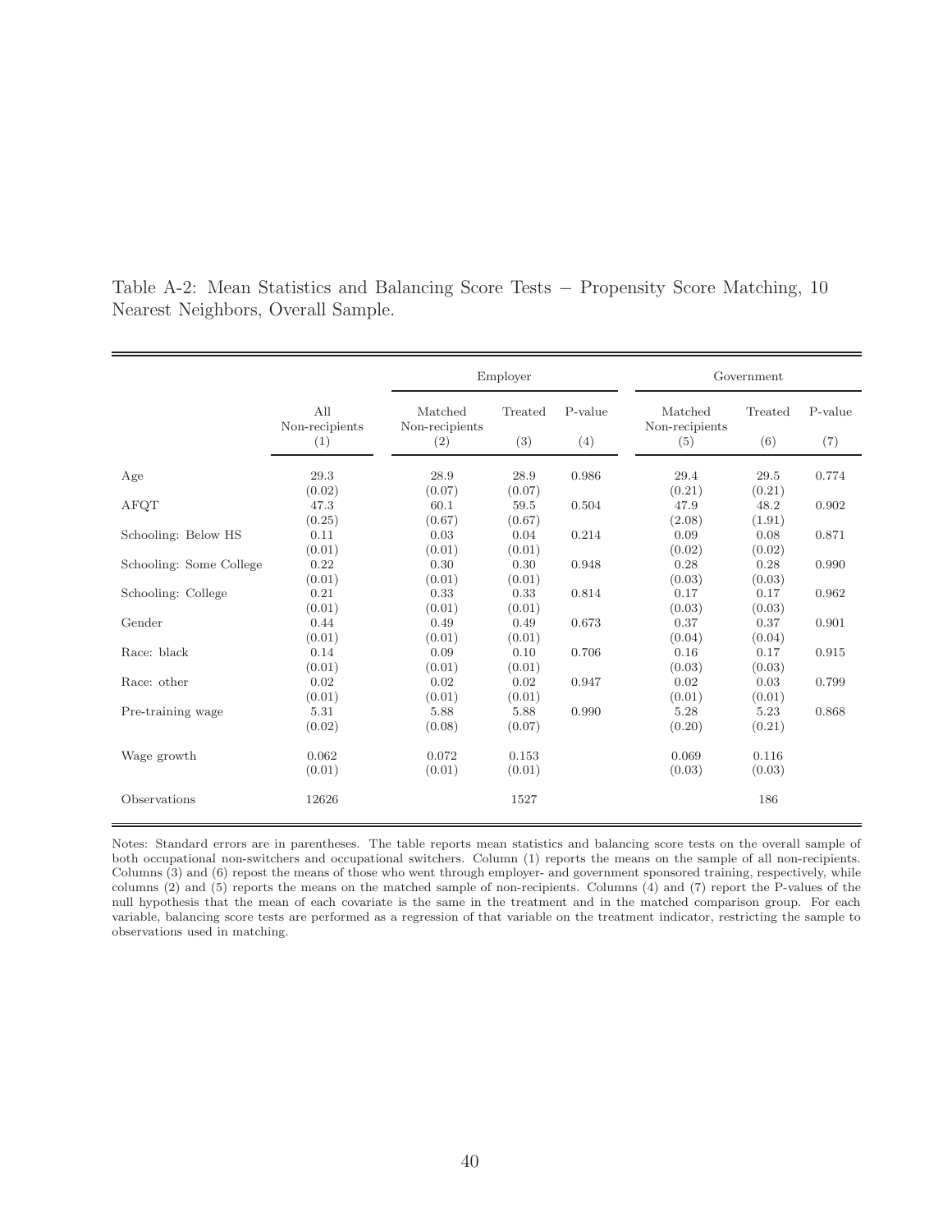Table A-2: Mean Statistics and Balancing Score Tests − Propensity Score Matching, 10 Nearest Neighbors, Overall Sample.

| | All Non-recipients | Employer | | | Government | | |
|---|---|---|---|---|---|---|---|
| | | Matched Non-recipients | Treated | P-value | Matched Non-recipients | Treated | P-value |
| | (1) | (2) | (3) | (4) | (5) | (6) | (7) |
| Age | 29.3 | 28.9 | 28.9 | 0.986 | 29.4 | 29.5 | 0.774 |
| | (0.02) | (0.07) | (0.07) | | (0.21) | (0.21) | |
| AFQT | 47.3 | 60.1 | 59.5 | 0.504 | 47.9 | 48.2 | 0.902 |
| | (0.25) | (0.67) | (0.67) | | (2.08) | (1.91) | |
| Schooling: Below HS | 0.11 | 0.03 | 0.04 | 0.214 | 0.09 | 0.08 | 0.871 |
| | (0.01) | (0.01) | (0.01) | | (0.02) | (0.02) | |
| Schooling: Some College | 0.22 | 0.30 | 0.30 | 0.948 | 0.28 | 0.28 | 0.990 |
| | (0.01) | (0.01) | (0.01) | | (0.03) | (0.03) | |
| Schooling: College | 0.21 | 0.33 | 0.33 | 0.814 | 0.17 | 0.17 | 0.962 |
| | (0.01) | (0.01) | (0.01) | | (0.03) | (0.03) | |
| Gender | 0.44 | 0.49 | 0.49 | 0.673 | 0.37 | 0.37 | 0.901 |
| | (0.01) | (0.01) | (0.01) | | (0.04) | (0.04) | |
| Race: black | 0.14 | 0.09 | 0.10 | 0.706 | 0.16 | 0.17 | 0.915 |
| | (0.01) | (0.01) | (0.01) | | (0.03) | (0.03) | |
| Race: other | 0.02 | 0.02 | 0.02 | 0.947 | 0.02 | 0.03 | 0.799 |
| | (0.01) | (0.01) | (0.01) | | (0.01) | (0.01) | |
| Pre-training wage | 5.31 | 5.88 | 5.88 | 0.990 | 5.28 | 5.23 | 0.868 |
| | (0.02) | (0.08) | (0.07) | | (0.20) | (0.21) | |
| Wage growth | 0.062 | 0.072 | 0.153 | | 0.069 | 0.116 | |
| | (0.01) | (0.01) | (0.01) | | (0.03) | (0.03) | |
| Observations | 12626 | | 1527 | | | 186 | |

Notes: Standard errors are in parentheses. The table reports mean statistics and balancing score tests on the overall sample of both occupational non-switchers and occupational switchers. Column (1) reports the means on the sample of all non-recipients. Columns (3) and (6) repost the means of those who went through employer- and government sponsored training, respectively, while columns (2) and (5) reports the means on the matched sample of non-recipients. Columns (4) and (7) report the P-values of the null hypothesis that the mean of each covariate is the same in the treatment and in the matched comparison group. For each variable, balancing score tests are performed as a regression of that variable on the treatment indicator, restricting the sample to observations used in matching.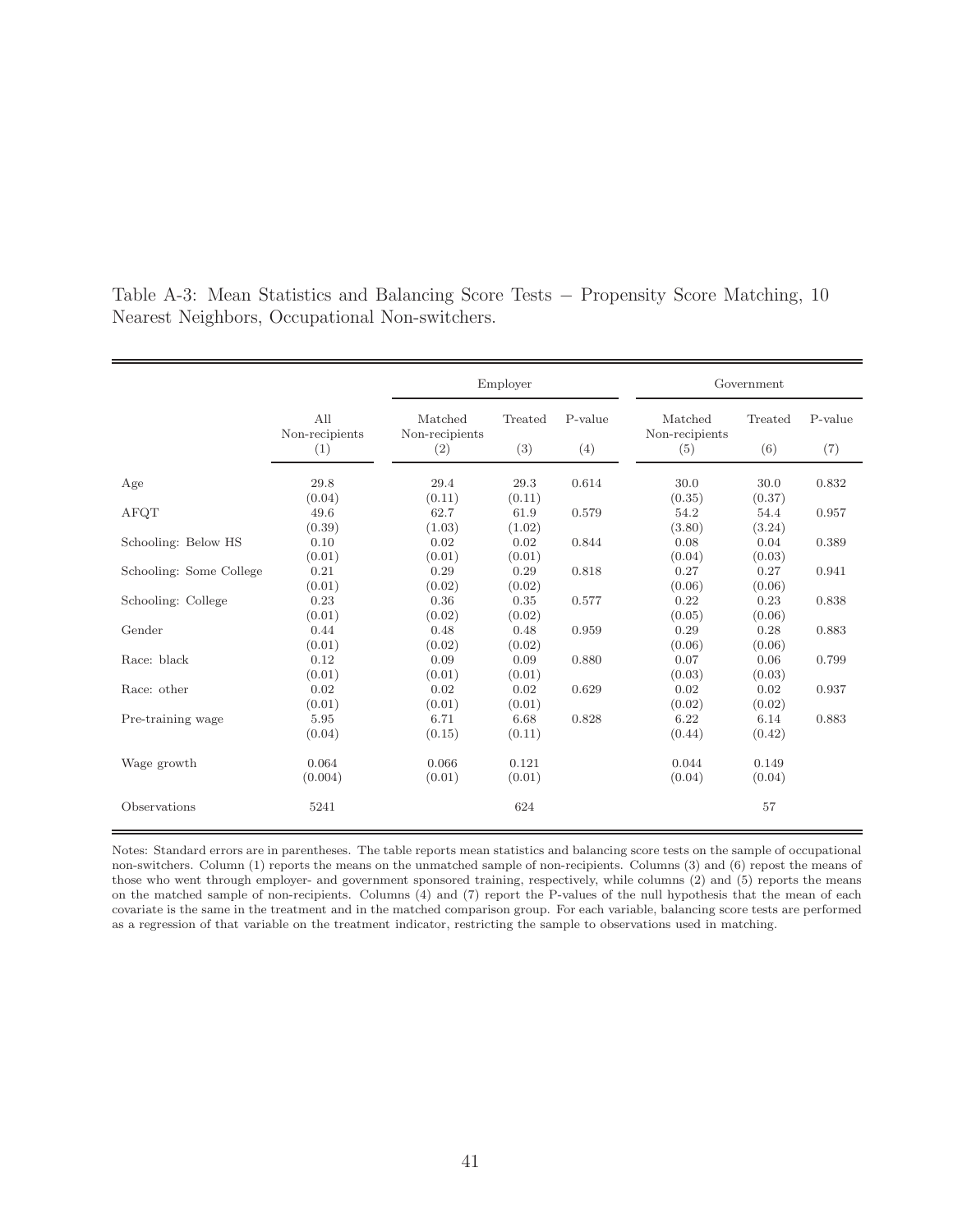Table A-3: Mean Statistics and Balancing Score Tests − Propensity Score Matching, 10 Nearest Neighbors, Occupational Non-switchers.

| | | Employer | | | Government | | |
|---|---|---|---|---|---|---|---|
| | All Non-recipients | Matched Non-recipients | Treated | P-value | Matched Non-recipients | Treated | P-value |
| | (1) | (2) | (3) | (4) | (5) | (6) | (7) |
| Age | 29.8 | 29.4 | 29.3 | 0.614 | 30.0 | 30.0 | 0.832 |
| | (0.04) | (0.11) | (0.11) | | (0.35) | (0.37) | |
| AFQT | 49.6 | 62.7 | 61.9 | 0.579 | 54.2 | 54.4 | 0.957 |
| | (0.39) | (1.03) | (1.02) | | (3.80) | (3.24) | |
| Schooling: Below HS | 0.10 | 0.02 | 0.02 | 0.844 | 0.08 | 0.04 | 0.389 |
| | (0.01) | (0.01) | (0.01) | | (0.04) | (0.03) | |
| Schooling: Some College | 0.21 | 0.29 | 0.29 | 0.818 | 0.27 | 0.27 | 0.941 |
| | (0.01) | (0.02) | (0.02) | | (0.06) | (0.06) | |
| Schooling: College | 0.23 | 0.36 | 0.35 | 0.577 | 0.22 | 0.23 | 0.838 |
| | (0.01) | (0.02) | (0.02) | | (0.05) | (0.06) | |
| Gender | 0.44 | 0.48 | 0.48 | 0.959 | 0.29 | 0.28 | 0.883 |
| | (0.01) | (0.02) | (0.02) | | (0.06) | (0.06) | |
| Race: black | 0.12 | 0.09 | 0.09 | 0.880 | 0.07 | 0.06 | 0.799 |
| | (0.01) | (0.01) | (0.01) | | (0.03) | (0.03) | |
| Race: other | 0.02 | 0.02 | 0.02 | 0.629 | 0.02 | 0.02 | 0.937 |
| | (0.01) | (0.01) | (0.01) | | (0.02) | (0.02) | |
| Pre-training wage | 5.95 | 6.71 | 6.68 | 0.828 | 6.22 | 6.14 | 0.883 |
| | (0.04) | (0.15) | (0.11) | | (0.44) | (0.42) | |
| Wage growth | 0.064 | 0.066 | 0.121 | | 0.044 | 0.149 | |
| | (0.004) | (0.01) | (0.01) | | (0.04) | (0.04) | |
| Observations | 5241 | | 624 | | | 57 | |

Notes: Standard errors are in parentheses. The table reports mean statistics and balancing score tests on the sample of occupational non-switchers. Column (1) reports the means on the unmatched sample of non-recipients. Columns (3) and (6) repost the means of those who went through employer- and government sponsored training, respectively, while columns (2) and (5) reports the means on the matched sample of non-recipients. Columns (4) and (7) report the P-values of the null hypothesis that the mean of each covariate is the same in the treatment and in the matched comparison group. For each variable, balancing score tests are performed as a regression of that variable on the treatment indicator, restricting the sample to observations used in matching.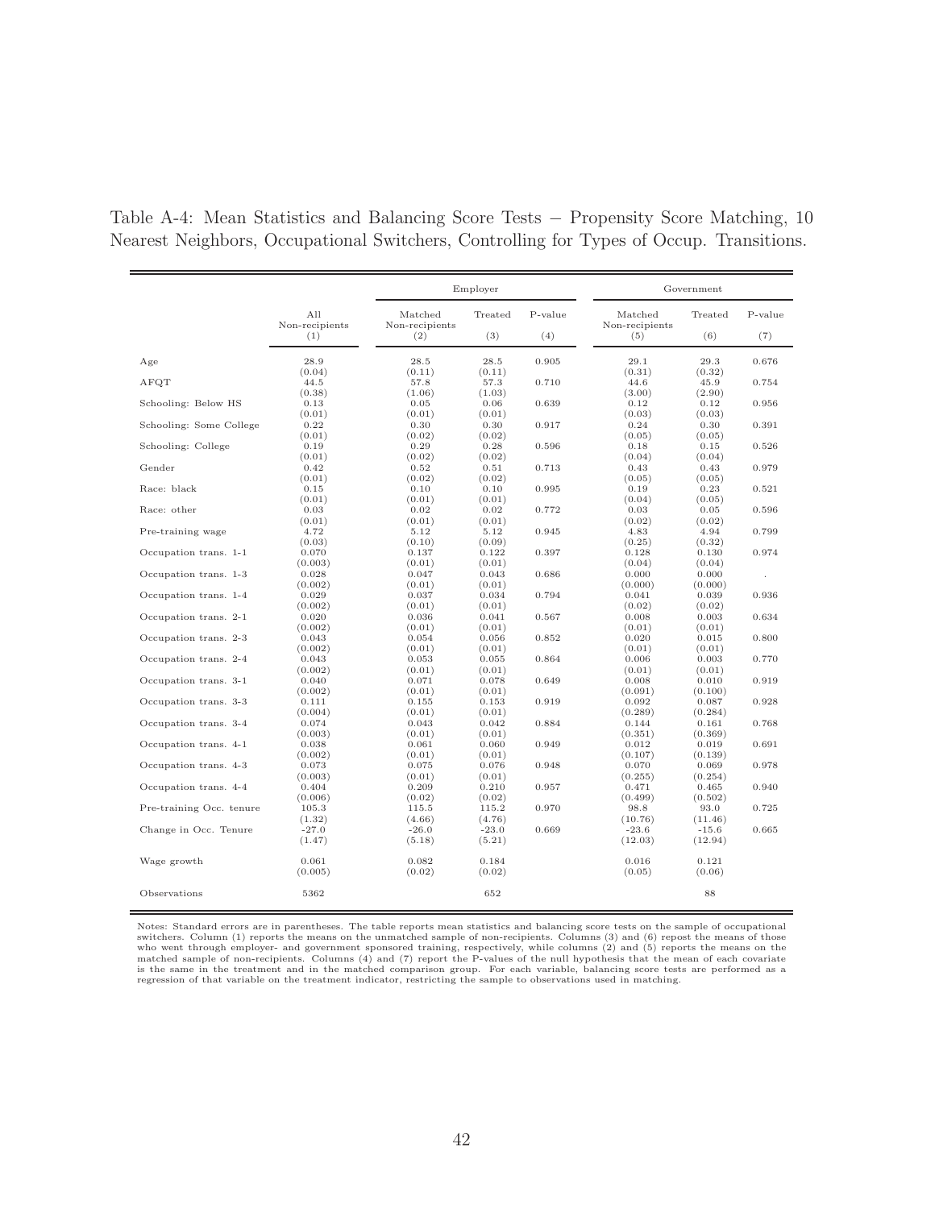Table A-4: Mean Statistics and Balancing Score Tests − Propensity Score Matching, 10 Nearest Neighbors, Occupational Switchers, Controlling for Types of Occup. Transitions.

| | | Employer | | | Government | | |
|---|---|---|---|---|---|---|---|
| | All Non-recipients | Matched Non-recipients | Treated | P-value | Matched Non-recipients | Treated | P-value |
| | (1) | (2) | (3) | (4) | (5) | (6) | (7) |
| Age | 28.9 | 28.5 | 28.5 | 0.905 | 29.1 | 29.3 | 0.676 |
| | (0.04) | (0.11) | (0.11) | | (0.31) | (0.32) | |
| AFQT | 44.5 | 57.8 | 57.3 | 0.710 | 44.6 | 45.9 | 0.754 |
| | (0.38) | (1.06) | (1.03) | | (3.00) | (2.90) | |
| Schooling: Below HS | 0.13 | 0.05 | 0.06 | 0.639 | 0.12 | 0.12 | 0.956 |
| | (0.01) | (0.01) | (0.01) | | (0.03) | (0.03) | |
| Schooling: Some College | 0.22 | 0.30 | 0.30 | 0.917 | 0.24 | 0.30 | 0.391 |
| | (0.01) | (0.02) | (0.02) | | (0.05) | (0.05) | |
| Schooling: College | 0.19 | 0.29 | 0.28 | 0.596 | 0.18 | 0.15 | 0.526 |
| | (0.01) | (0.02) | (0.02) | | (0.04) | (0.04) | |
| Gender | 0.42 | 0.52 | 0.51 | 0.713 | 0.43 | 0.43 | 0.979 |
| | (0.01) | (0.02) | (0.02) | | (0.05) | (0.05) | |
| Race: black | 0.15 | 0.10 | 0.10 | 0.995 | 0.19 | 0.23 | 0.521 |
| | (0.01) | (0.01) | (0.01) | | (0.04) | (0.05) | |
| Race: other | 0.03 | 0.02 | 0.02 | 0.772 | 0.03 | 0.05 | 0.596 |
| | (0.01) | (0.01) | (0.01) | | (0.02) | (0.02) | |
| Pre-training wage | 4.72 | 5.12 | 5.12 | 0.945 | 4.83 | 4.94 | 0.799 |
| | (0.03) | (0.10) | (0.09) | | (0.25) | (0.32) | |
| Occupation trans. 1-1 | 0.070 | 0.137 | 0.122 | 0.397 | 0.128 | 0.130 | 0.974 |
| | (0.003) | (0.01) | (0.01) | | (0.04) | (0.04) | |
| Occupation trans. 1-3 | 0.028 | 0.047 | 0.043 | 0.686 | 0.000 | 0.000 | . |
| | (0.002) | (0.01) | (0.01) | | (0.000) | (0.000) | |
| Occupation trans. 1-4 | 0.029 | 0.037 | 0.034 | 0.794 | 0.041 | 0.039 | 0.936 |
| | (0.002) | (0.01) | (0.01) | | (0.02) | (0.02) | |
| Occupation trans. 2-1 | 0.020 | 0.036 | 0.041 | 0.567 | 0.008 | 0.003 | 0.634 |
| | (0.002) | (0.01) | (0.01) | | (0.01) | (0.01) | |
| Occupation trans. 2-3 | 0.043 | 0.054 | 0.056 | 0.852 | 0.020 | 0.015 | 0.800 |
| | (0.002) | (0.01) | (0.01) | | (0.01) | (0.01) | |
| Occupation trans. 2-4 | 0.043 | 0.053 | 0.055 | 0.864 | 0.006 | 0.003 | 0.770 |
| | (0.002) | (0.01) | (0.01) | | (0.01) | (0.01) | |
| Occupation trans. 3-1 | 0.040 | 0.071 | 0.078 | 0.649 | 0.008 | 0.010 | 0.919 |
| | (0.002) | (0.01) | (0.01) | | (0.091) | (0.100) | |
| Occupation trans. 3-3 | 0.111 | 0.155 | 0.153 | 0.919 | 0.092 | 0.087 | 0.928 |
| | (0.004) | (0.01) | (0.01) | | (0.289) | (0.284) | |
| Occupation trans. 3-4 | 0.074 | 0.043 | 0.042 | 0.884 | 0.144 | 0.161 | 0.768 |
| | (0.003) | (0.01) | (0.01) | | (0.351) | (0.369) | |
| Occupation trans. 4-1 | 0.038 | 0.061 | 0.060 | 0.949 | 0.012 | 0.019 | 0.691 |
| | (0.002) | (0.01) | (0.01) | | (0.107) | (0.139) | |
| Occupation trans. 4-3 | 0.073 | 0.075 | 0.076 | 0.948 | 0.070 | 0.069 | 0.978 |
| | (0.003) | (0.01) | (0.01) | | (0.255) | (0.254) | |
| Occupation trans. 4-4 | 0.404 | 0.209 | 0.210 | 0.957 | 0.471 | 0.465 | 0.940 |
| | (0.006) | (0.02) | (0.02) | | (0.499) | (0.502) | |
| Pre-training Occ. tenure | 105.3 | 115.5 | 115.2 | 0.970 | 98.8 | 93.0 | 0.725 |
| | (1.32) | (4.66) | (4.76) | | (10.76) | (11.46) | |
| Change in Occ. Tenure | -27.0 | -26.0 | -23.0 | 0.669 | -23.6 | -15.6 | 0.665 |
| | (1.47) | (5.18) | (5.21) | | (12.03) | (12.94) | |
| Wage growth | 0.061 | 0.082 | 0.184 | | 0.016 | 0.121 | |
| | (0.005) | (0.02) | (0.02) | | (0.05) | (0.06) | |
| Observations | 5362 | | 652 | | | 88 | |

Notes: Standard errors are in parentheses. The table reports mean statistics and balancing score tests on the sample of occupational switchers. Column (1) reports the means on the unmatched sample of non-recipients. Columns (3) and (6) repost the means of those who went through employer- and government sponsored training, respectively, while columns (2) and (5) reports the means on the matched sample of non-recipients. Columns (4) and (7) report the P-values of the null hypothesis that the mean of each covariate is the same in the treatment and in the matched comparison group. For each variable, balancing score tests are performed as a regression of that variable on the treatment indicator, restricting the sample to observations used in matching.